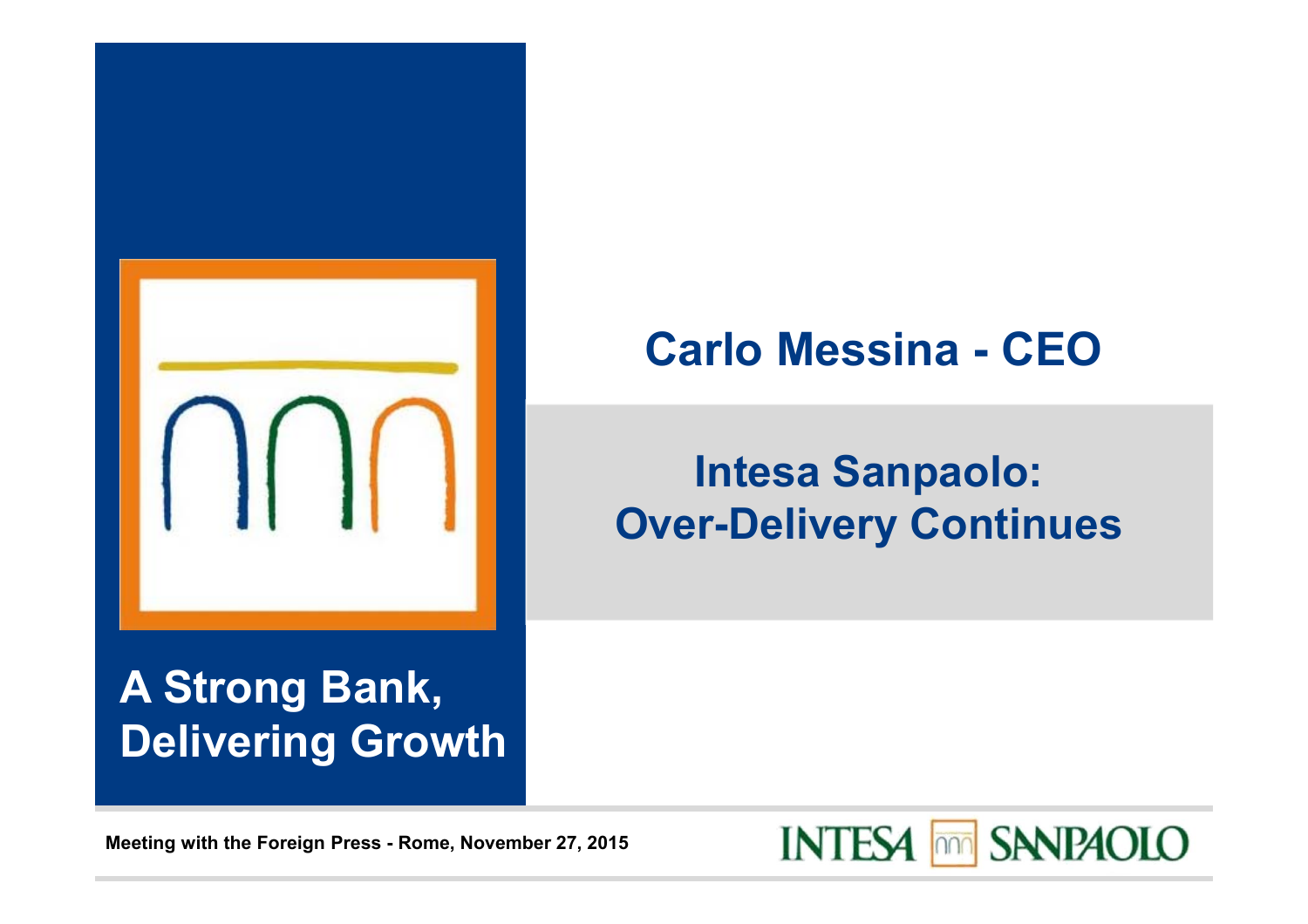# Intesa Sanpaolo: Over-Delivery Continues

## Carlo Messina - CEO

**A Strong Bank, Delivering Growth**

Meeting with the Foreign Press - Rome, November 27, 2015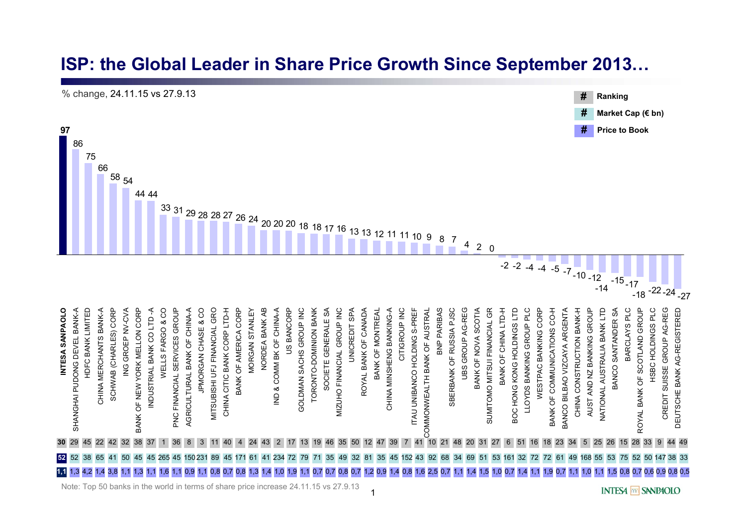# ISP: the Global Leader in Share Price Growth Since September 2013…

% change, 24.11.15 vs 27.9.13

| Bank | % change | Ranking | Market Cap (€ bn) | Price to Book |
|---|---|---|---|---|
| **INTESA SANPAOLO** | **97** | **30** | **52** | **1,1** |
| SHANGHAI PUDONG DEVEL BANK-A | 86 | 29 | 52 | 1,3 |
| HDFC BANK LIMITED | 75 | 45 | 38 | 4,2 |
| CHINA MERCHANTS BANK-A | 66 | 22 | 65 | 1,4 |
| SCHWAB (CHARLES) CORP | 58 | 42 | 41 | 3,8 |
| ING GROEP NV-CVA | 54 | 32 | 50 | 1,1 |
| BANK OF NEW YORK MELLON CORP | 44 | 38 | 45 | 1,3 |
| INDUSTRIAL BANK CO LTD -A | 44 | 37 | 45 | 1,1 |
| WELLS FARGO & CO | 33 | 1 | 265 | 1,6 |
| PNC FINANCIAL SERVICES GROUP | 31 | 36 | 45 | 1,1 |
| AGRICULTURAL BANK OF CHINA-A | 29 | 8 | 150 | 0,9 |
| JPMORGAN CHASE & CO | 28 | 3 | 231 | 1,1 |
| MITSUBISHI UFJ FINANCIAL GRO | 28 | 11 | 89 | 0,8 |
| CHINA CITIC BANK CORP LTD-H | 27 | 40 | 45 | 0,7 |
| BANK OF AMERICA CORP | 26 | 4 | 171 | 0,8 |
| MORGAN STANLEY | 24 | 24 | 61 | 1,3 |
| NORDEA BANK AB | 20 | 43 | 41 | 1,4 |
| IND & COMM BK OF CHINA-A | 20 | 2 | 234 | 1,0 |
| US BANCORP | 20 | 17 | 72 | 1,9 |
| GOLDMAN SACHS GROUP INC | 18 | 13 | 79 | 1,1 |
| TORONTO-DOMINION BANK | 18 | 19 | 71 | 0,7 |
| SOCIETE GENERALE SA | 17 | 46 | 35 | 0,7 |
| MIZUHO FINANCIAL GROUP INC | 16 | 35 | 49 | 0,8 |
| UNICREDIT SPA | 13 | 50 | 32 | 0,7 |
| ROYAL BANK OF CANADA | 13 | 12 | 81 | 1,2 |
| BANK OF MONTREAL | 12 | 47 | 35 | 0,9 |
| CHINA MINSHENG BANKING-A | 11 | 39 | 45 | 1,4 |
| CITIGROUP INC | 11 | 7 | 152 | 0,8 |
| ITAU UNIBANCO HOLDING S-PREF | 10 | 41 | 43 | 1,6 |
| COMMONWEALTH BANK OF AUSTRAL | 9 | 10 | 92 | 2,5 |
| BNP PARIBAS | 8 | 21 | 68 | 0,7 |
| SBERBANK OF RUSSIA PJSC | 7 | 48 | 34 | 1,1 |
| UBS GROUP AG-REG | 4 | 20 | 69 | 1,4 |
| BANK OF NOVA SCOTIA | 2 | 31 | 51 | 1,5 |
| SUMITOMO MITSUI FINANCIAL GR | 0 | 27 | 53 | 1,0 |
| BANK OF CHINA LTD-H | -2 | 6 | 161 | 0,7 |
| BOC HONG KONG HOLDINGS LTD | -2 | 51 | 32 | 1,4 |
| LLOYDS BANKING GROUP PLC | -4 | 16 | 72 | 1,1 |
| WESTPAC BANKING CORP | -4 | 18 | 72 | 1,9 |
| BANK OF COMMUNICATIONS CO-H | -5 | 23 | 61 | 0,7 |
| BANCO BILBAO VIZCAYA ARGENTA | -7 | 34 | 49 | 1,1 |
| CHINA CONSTRUCTION BANK-H | -10 | 5 | 168 | 1,0 |
| AUST AND NZ BANKING GROUP | -12 | 25 | 55 | 1,1 |
| NATIONAL AUSTRALIA BANK LTD | -14 | 26 | 53 | 1,5 |
| BANCO SANTANDER SA | -15 | 15 | 75 | 0,8 |
| BARCLAYS PLC | -17 | 28 | 52 | 0,7 |
| ROYAL BANK OF SCOTLAND GROUP | -18 | 33 | 50 | 0,6 |
| HSBC HOLDINGS PLC | -22 | 9 | 147 | 0,9 |
| CREDIT SUISSE GROUP AG-REG | -24 | 44 | 38 | 0,8 |
| DEUTSCHE BANK AG-REGISTERED | -27 | 49 | 33 | 0,5 |

Note: Top 50 banks in the world in terms of share price increase 24.11.15 vs 27.9.13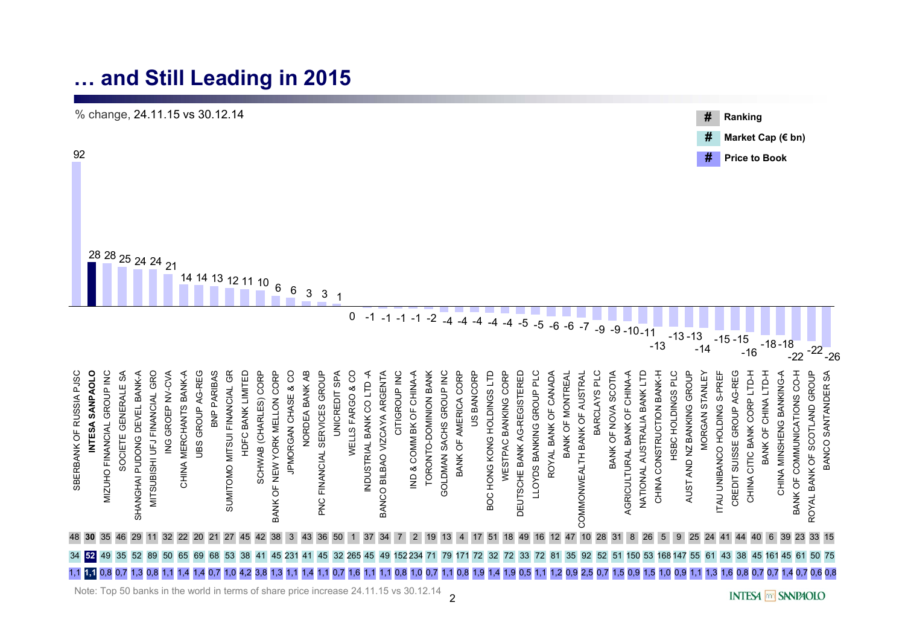# … and Still Leading in 2015

% change, 24.11.15 vs 30.12.14

| Bank | % change | Ranking | Market Cap (€ bn) | Price to Book |
|---|---|---|---|---|
| SBERBANK OF RUSSIA PJSC | 92 | 48 | 34 | 1,1 |
| **INTESA SANPAOLO** | **28** | **30** | **52** | **1,1** |
| MIZUHO FINANCIAL GROUP INC | 28 | 35 | 49 | 0,8 |
| SOCIETE GENERALE SA | 25 | 46 | 35 | 0,7 |
| SHANGHAI PUDONG DEVEL BANK-A | 24 | 29 | 52 | 1,3 |
| MITSUBISHI UFJ FINANCIAL GRO | 24 | 11 | 89 | 0,8 |
| ING GROEP NV-CVA | 21 | 32 | 50 | 1,1 |
| CHINA MERCHANTS BANK-A | 14 | 22 | 65 | 1,4 |
| UBS GROUP AG-REG | 14 | 20 | 69 | 1,4 |
| BNP PARIBAS | 13 | 21 | 68 | 0,7 |
| SUMITOMO MITSUI FINANCIAL GR | 12 | 27 | 53 | 1,0 |
| HDFC BANK LIMITED | 11 | 45 | 38 | 4,2 |
| SCHWAB (CHARLES) CORP | 10 | 42 | 41 | 3,8 |
| BANK OF NEW YORK MELLON CORP | 6 | 38 | 45 | 1,3 |
| JPMORGAN CHASE & CO | 6 | 3 | 231 | 1,1 |
| NORDEA BANK AB | 3 | 43 | 41 | 1,4 |
| PNC FINANCIAL SERVICES GROUP | 3 | 36 | 45 | 1,1 |
| UNICREDIT SPA | 1 | 50 | 32 | 0,7 |
| WELLS FARGO & CO | 0 | 1 | 265 | 1,6 |
| INDUSTRIAL BANK CO LTD -A | -1 | 37 | 45 | 1,1 |
| BANCO BILBAO VIZCAYA ARGENTA | -1 | 34 | 49 | 1,1 |
| CITIGROUP INC | -1 | 7 | 152 | 0,8 |
| IND & COMM BK OF CHINA-A | -1 | 2 | 234 | 1,0 |
| TORONTO-DOMINION BANK | -2 | 19 | 71 | 0,7 |
| GOLDMAN SACHS GROUP INC | -4 | 13 | 79 | 1,1 |
| BANK OF AMERICA CORP | -4 | 4 | 171 | 0,8 |
| US BANCORP | -4 | 17 | 72 | 1,9 |
| BOC HONG KONG HOLDINGS LTD | -4 | 51 | 32 | 1,4 |
| WESTPAC BANKING CORP | -4 | 18 | 72 | 1,9 |
| DEUTSCHE BANK AG-REGISTERED | -5 | 49 | 33 | 0,5 |
| LLOYDS BANKING GROUP PLC | -5 | 16 | 72 | 1,1 |
| ROYAL BANK OF CANADA | -6 | 12 | 81 | 1,2 |
| BANK OF MONTREAL | -6 | 47 | 35 | 0,9 |
| COMMONWEALTH BANK OF AUSTRAL | -7 | 10 | 92 | 2,5 |
| BARCLAYS PLC | -9 | 28 | 52 | 0,7 |
| BANK OF NOVA SCOTIA | -9 | 31 | 51 | 1,5 |
| AGRICULTURAL BANK OF CHINA-A | -10 | 8 | 150 | 0,9 |
| NATIONAL AUSTRALIA BANK LTD | -11 | 26 | 53 | 1,5 |
| CHINA CONSTRUCTION BANK-H | -13 | 5 | 168 | 1,0 |
| HSBC HOLDINGS PLC | -13 | 9 | 147 | 0,9 |
| AUST AND NZ BANKING GROUP | -13 | 25 | 55 | 1,1 |
| MORGAN STANLEY | -14 | 24 | 61 | 1,3 |
| ITAU UNIBANCO HOLDING S-PREF | -15 | 41 | 43 | 1,6 |
| CREDIT SUISSE GROUP AG-REG | -15 | 44 | 38 | 0,8 |
| CHINA CITIC BANK CORP LTD-H | -16 | 40 | 45 | 0,7 |
| BANK OF CHINA LTD-H | -18 | 6 | 161 | 0,7 |
| CHINA MINSHENG BANKING-A | -18 | 39 | 45 | 1,4 |
| BANK OF COMMUNICATIONS CO-H | -22 | 23 | 61 | 0,7 |
| ROYAL BANK OF SCOTLAND GROUP | -22 | 33 | 50 | 0,6 |
| BANCO SANTANDER SA | -26 | 15 | 75 | 0,8 |

Note: Top 50 banks in the world in terms of share price increase 24.11.15 vs 30.12.14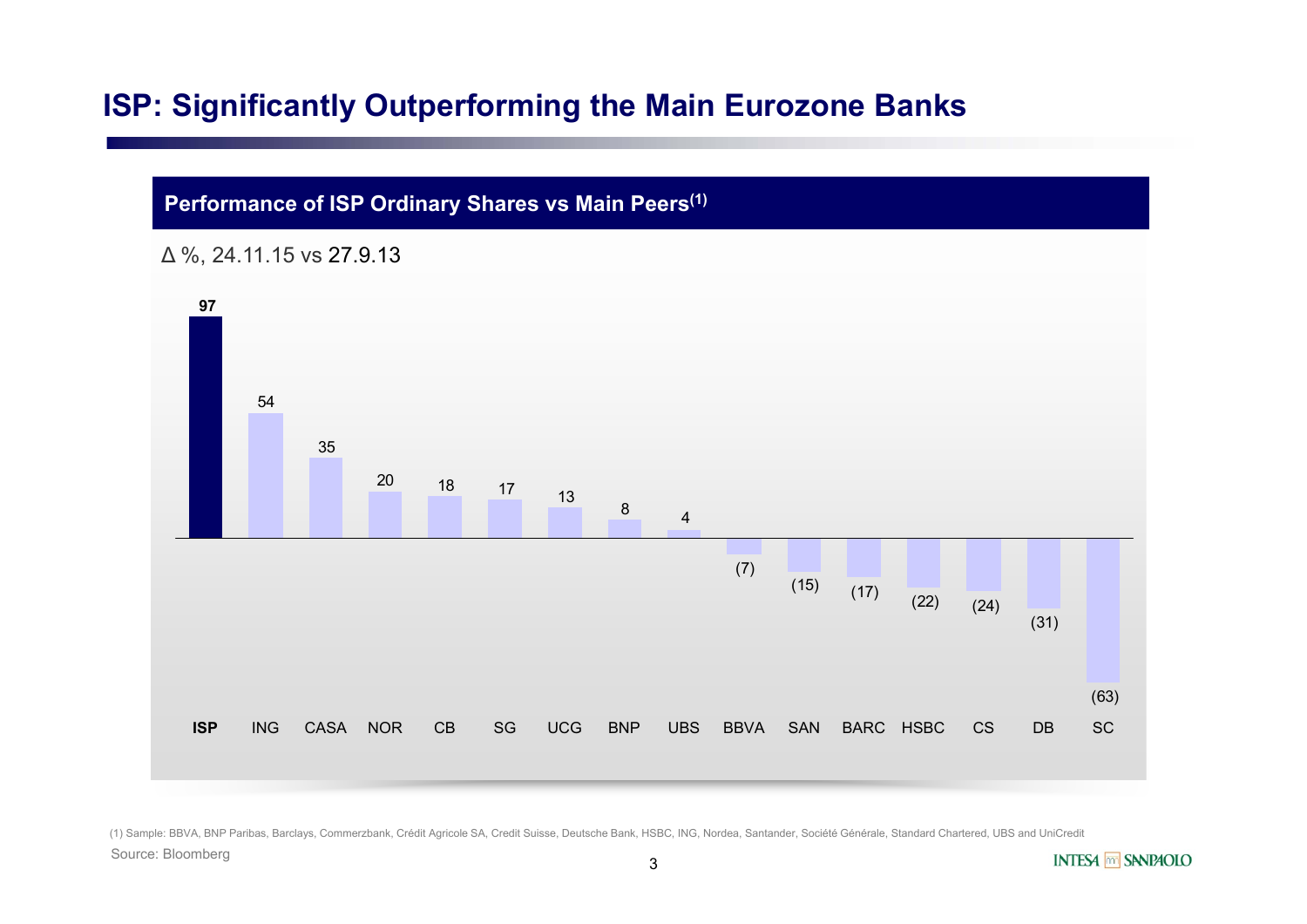# ISP: Significantly Outperforming the Main Eurozone Banks

## Performance of ISP Ordinary Shares vs Main Peers[(1)]

Δ %, 24.11.15 vs 27.9.13

| Bank | Δ % |
|---|---|
| **ISP** | **97** |
| ING | 54 |
| CASA | 35 |
| NOR | 20 |
| CB | 18 |
| SG | 17 |
| UCG | 13 |
| BNP | 8 |
| UBS | 4 |
| BBVA | (7) |
| SAN | (15) |
| BARC | (17) |
| HSBC | (22) |
| CS | (24) |
| DB | (31) |
| SC | (63) |

(1) Sample: BBVA, BNP Paribas, Barclays, Commerzbank, Crédit Agricole SA, Credit Suisse, Deutsche Bank, HSBC, ING, Nordea, Santander, Société Générale, Standard Chartered, UBS and UniCredit

Source: Bloomberg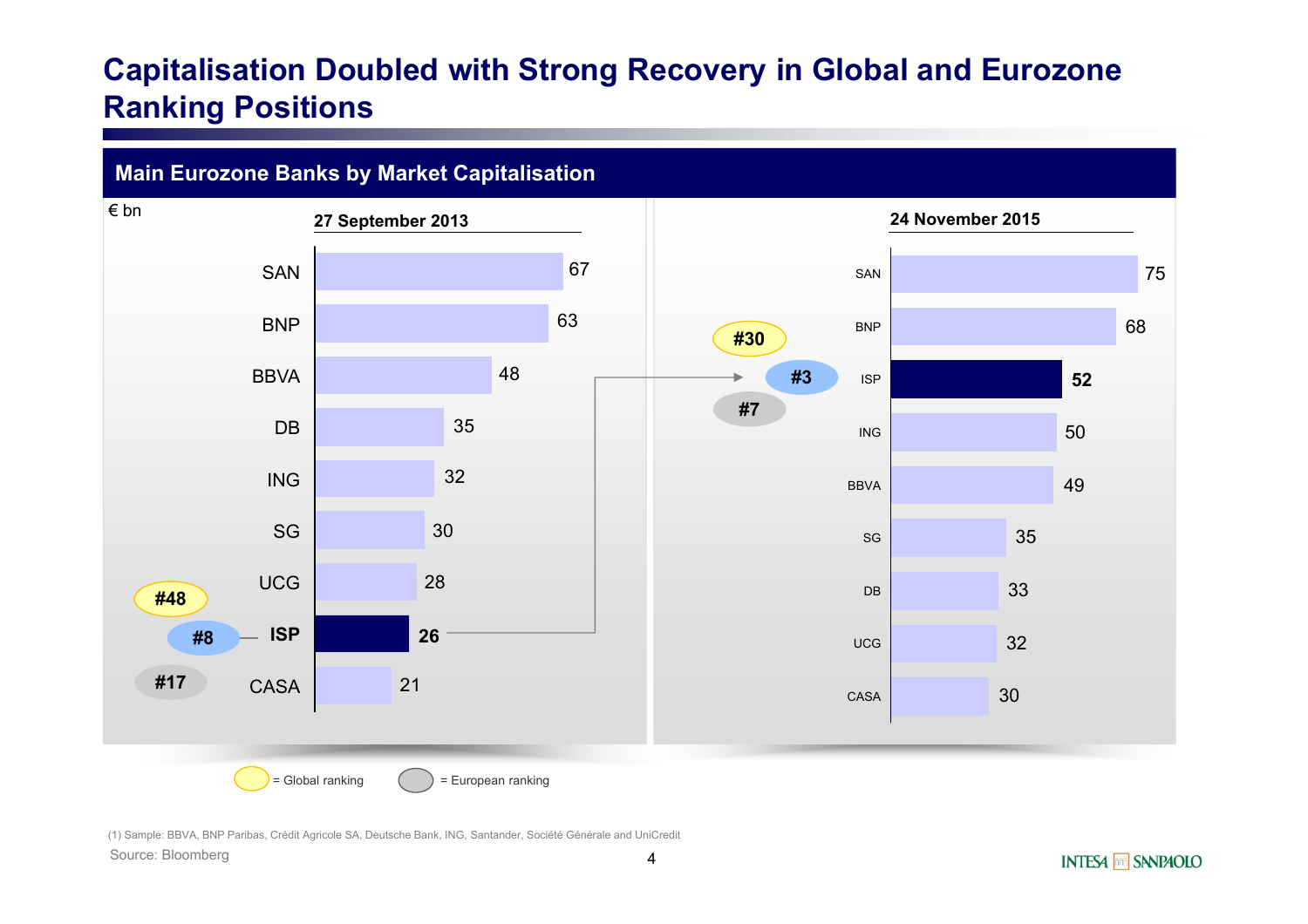# Capitalisation Doubled with Strong Recovery in Global and Eurozone Ranking Positions

## Main Eurozone Banks by Market Capitalisation

€ bn

**27 September 2013**

| Bank | Market Cap | Global ranking | European ranking |
|---|---|---|---|
| SAN | 67 | | |
| BNP | 63 | | |
| BBVA | 48 | | |
| DB | 35 | | |
| ING | 32 | | |
| SG | 30 | | |
| UCG | 28 | | |
| **ISP** | **26** | #48 | #17 |
| CASA | 21 | | |

ISP Eurozone ranking: #8

**24 November 2015**

| Bank | Market Cap | Global ranking | European ranking |
|---|---|---|---|
| SAN | 75 | | |
| BNP | 68 | | |
| **ISP** | **52** | #30 | #7 |
| ING | 50 | | |
| BBVA | 49 | | |
| SG | 35 | | |
| DB | 33 | | |
| UCG | 32 | | |
| CASA | 30 | | |

ISP Eurozone ranking: #3

(1) Sample: BBVA, BNP Paribas, Crédit Agricole SA, Deutsche Bank, ING, Santander, Société Générale and UniCredit

Source: Bloomberg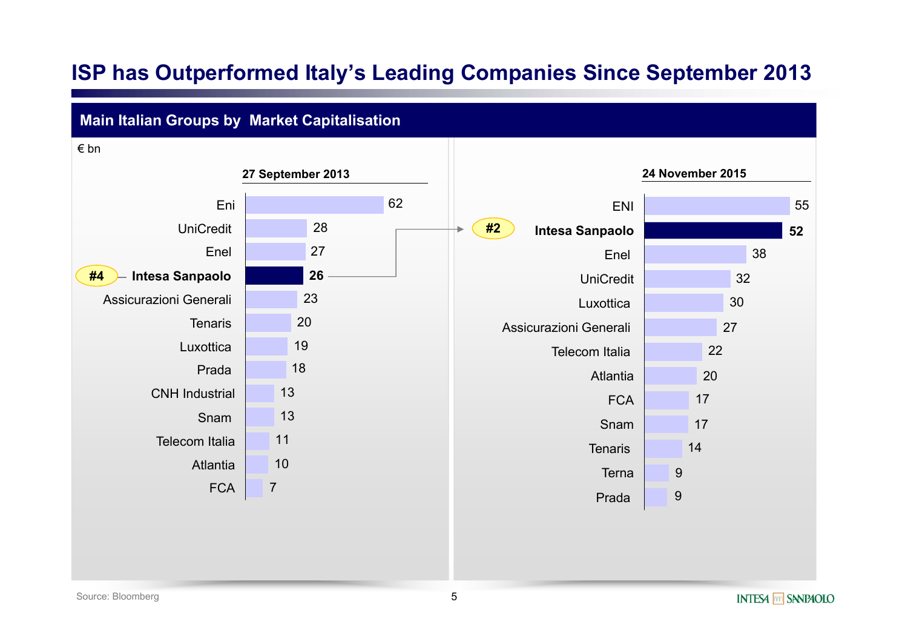# ISP has Outperformed Italy's Leading Companies Since September 2013

## Main Italian Groups by Market Capitalisation

€ bn

**27 September 2013**

| Rank | Company | € bn |
|---|---|---|
| | Eni | 62 |
| | UniCredit | 28 |
| | Enel | 27 |
| #4 | **Intesa Sanpaolo** | **26** |
| | Assicurazioni Generali | 23 |
| | Tenaris | 20 |
| | Luxottica | 19 |
| | Prada | 18 |
| | CNH Industrial | 13 |
| | Snam | 13 |
| | Telecom Italia | 11 |
| | Atlantia | 10 |
| | FCA | 7 |

**24 November 2015**

| Rank | Company | € bn |
|---|---|---|
| | ENI | 55 |
| #2 | **Intesa Sanpaolo** | **52** |
| | Enel | 38 |
| | UniCredit | 32 |
| | Luxottica | 30 |
| | Assicurazioni Generali | 27 |
| | Telecom Italia | 22 |
| | Atlantia | 20 |
| | FCA | 17 |
| | Snam | 17 |
| | Tenaris | 14 |
| | Terna | 9 |
| | Prada | 9 |

Source: Bloomberg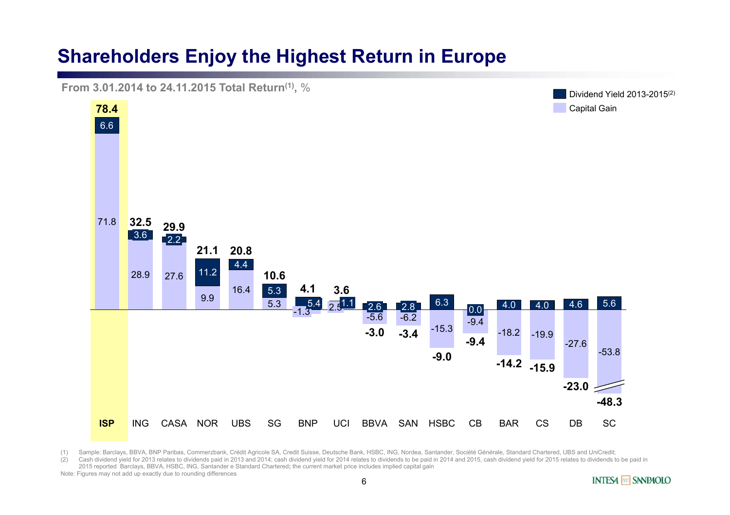# Shareholders Enjoy the Highest Return in Europe

**From 3.01.2014 to 24.11.2015 Total Return[(1)], %**

| | ISP | ING | CASA | NOR | UBS | SG | BNP | UCI | BBVA | SAN | HSBC | CB | BAR | CS | DB | SC |
|---|---|---|---|---|---|---|---|---|---|---|---|---|---|---|---|---|
| Dividend Yield 2013-2015[(2)] | 6.6 | 3.6 | 2.2 | 11.2 | 4.4 | 5.3 | 5.4 | 1.1 | 2.6 | 2.8 | 6.3 | 0.0 | 4.0 | 4.0 | 4.6 | 5.6 |
| Capital Gain | 71.8 | 28.9 | 27.6 | 9.9 | 16.4 | 5.3 | -1.3 | 2.5 | -5.6 | -6.2 | -15.3 | -9.4 | -18.2 | -19.9 | -27.6 | -53.8 |
| Total Return | 78.4 | 32.5 | 29.9 | 21.1 | 20.8 | 10.6 | 4.1 | 3.6 | -3.0 | -3.4 | -9.0 | -9.4 | -14.2 | -15.9 | -23.0 | -48.3 |

(1) Sample: Barclays, BBVA, BNP Paribas, Commerzbank, Crédit Agricole SA, Credit Suisse, Deutsche Bank, HSBC, ING, Nordea, Santander, Société Générale, Standard Chartered, UBS and UniCredit;

(2) Cash dividend yield for 2013 relates to dividends paid in 2013 and 2014; cash dividend yield for 2014 relates to dividends to be paid in 2014 and 2015, cash dividend yield for 2015 relates to dividends to be paid in 2015 reported Barclays, BBVA, HSBC, ING, Santander e Standard Chartered; the current market price includes implied capital gain

Note: Figures may not add up exactly due to rounding differences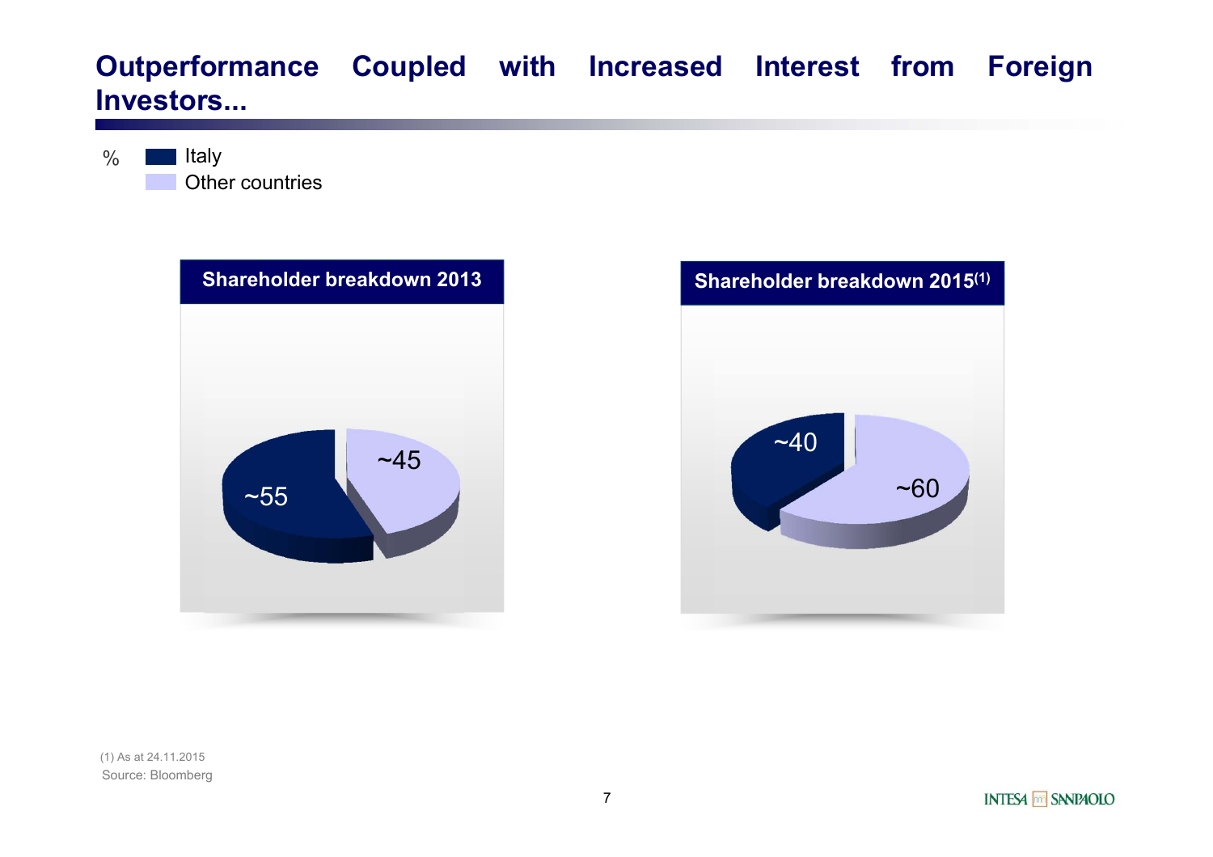# Outperformance Coupled with Increased Interest from Foreign Investors...

%

- Italy
- Other countries

**Shareholder breakdown 2013**

| | % |
|---|---|
| Italy | ~55 |
| Other countries | ~45 |

**Shareholder breakdown 2015[(1)]**

| | % |
|---|---|
| Italy | ~40 |
| Other countries | ~60 |

(1) As at 24.11.2015

Source: Bloomberg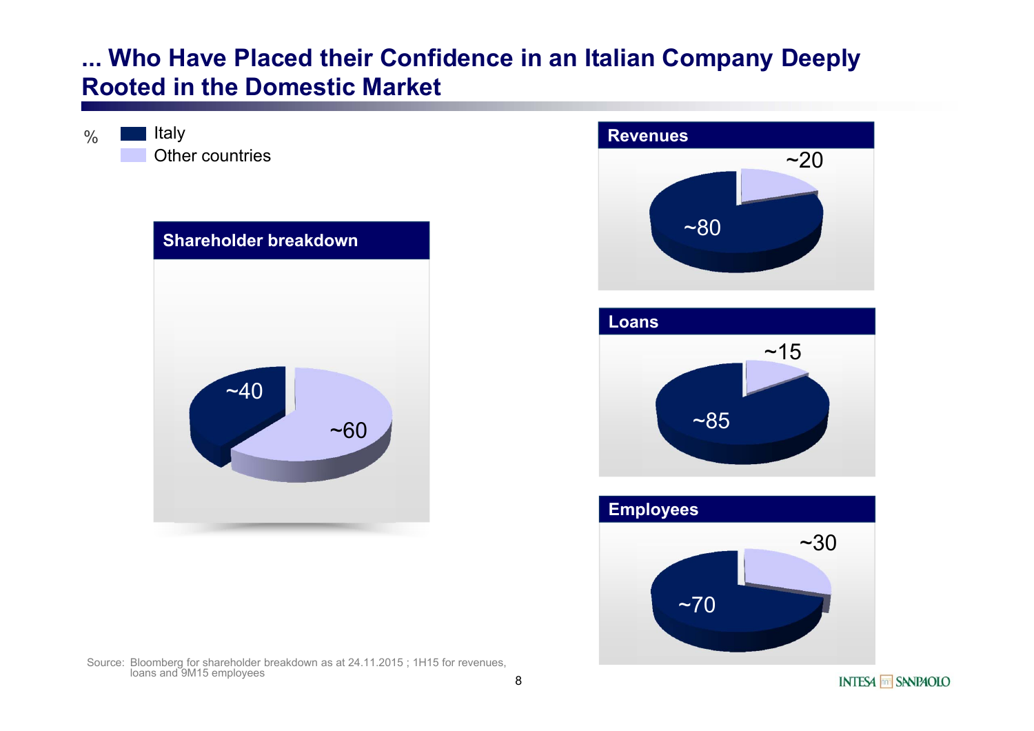# ... Who Have Placed their Confidence in an Italian Company Deeply Rooted in the Domestic Market

%

- Italy
- Other countries

**Shareholder breakdown**

| | % |
|---|---|
| Italy | ~40 |
| Other countries | ~60 |

**Revenues**

| | % |
|---|---|
| Italy | ~80 |
| Other countries | ~20 |

**Loans**

| | % |
|---|---|
| Italy | ~85 |
| Other countries | ~15 |

**Employees**

| | % |
|---|---|
| Italy | ~70 |
| Other countries | ~30 |

Source: Bloomberg for shareholder breakdown as at 24.11.2015 ; 1H15 for revenues, loans and 9M15 employees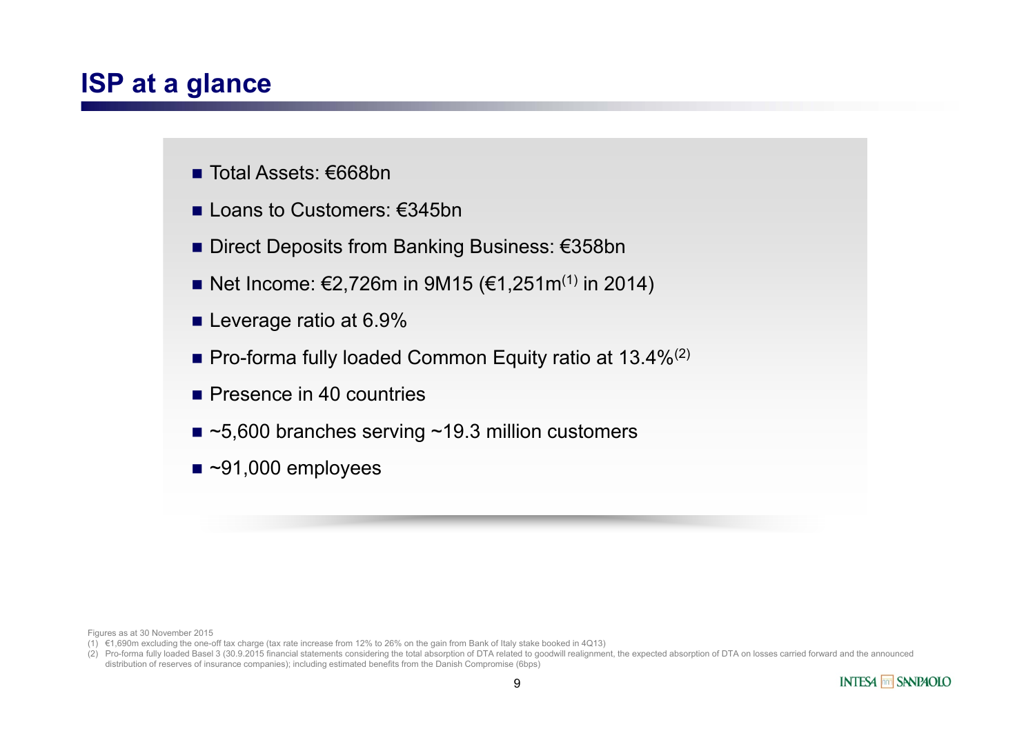# ISP at a glance

- Total Assets: €668bn
- Loans to Customers: €345bn
- Direct Deposits from Banking Business: €358bn
- Net Income: €2,726m in 9M15 (€1,251m[(1)] in 2014)
- Leverage ratio at 6.9%
- Pro-forma fully loaded Common Equity ratio at 13.4%[(2)]
- Presence in 40 countries
- ~5,600 branches serving ~19.3 million customers
- ~91,000 employees

Figures as at 30 November 2015

(1) €1,690m excluding the one-off tax charge (tax rate increase from 12% to 26% on the gain from Bank of Italy stake booked in 4Q13)

(2) Pro-forma fully loaded Basel 3 (30.9.2015 financial statements considering the total absorption of DTA related to goodwill realignment, the expected absorption of DTA on losses carried forward and the announced distribution of reserves of insurance companies); including estimated benefits from the Danish Compromise (6bps)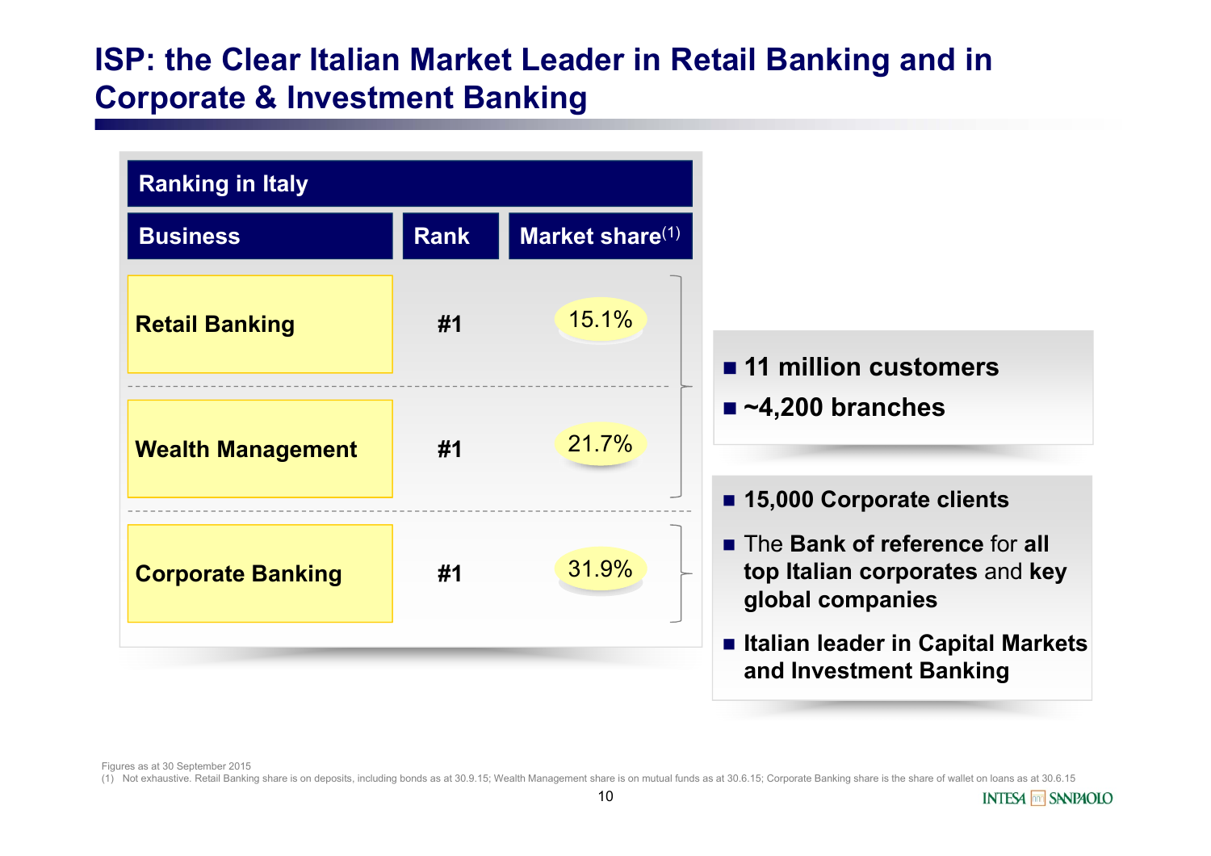# ISP: the Clear Italian Market Leader in Retail Banking and in Corporate & Investment Banking

| Ranking in Italy | | |
|---|---|---|
| **Business** | **Rank** | **Market share**(1) |
| **Retail Banking** | **#1** | 15.1% |
| **Wealth Management** | **#1** | 21.7% |
| **Corporate Banking** | **#1** | 31.9% |

- **11 million customers**
- **~4,200 branches**

- **15,000 Corporate clients**
- The **Bank of reference** for **all top Italian corporates** and **key global companies**
- **Italian leader in Capital Markets and Investment Banking**

Figures as at 30 September 2015

(1) Not exhaustive. Retail Banking share is on deposits, including bonds as at 30.9.15; Wealth Management share is on mutual funds as at 30.6.15; Corporate Banking share is the share of wallet on loans as at 30.6.15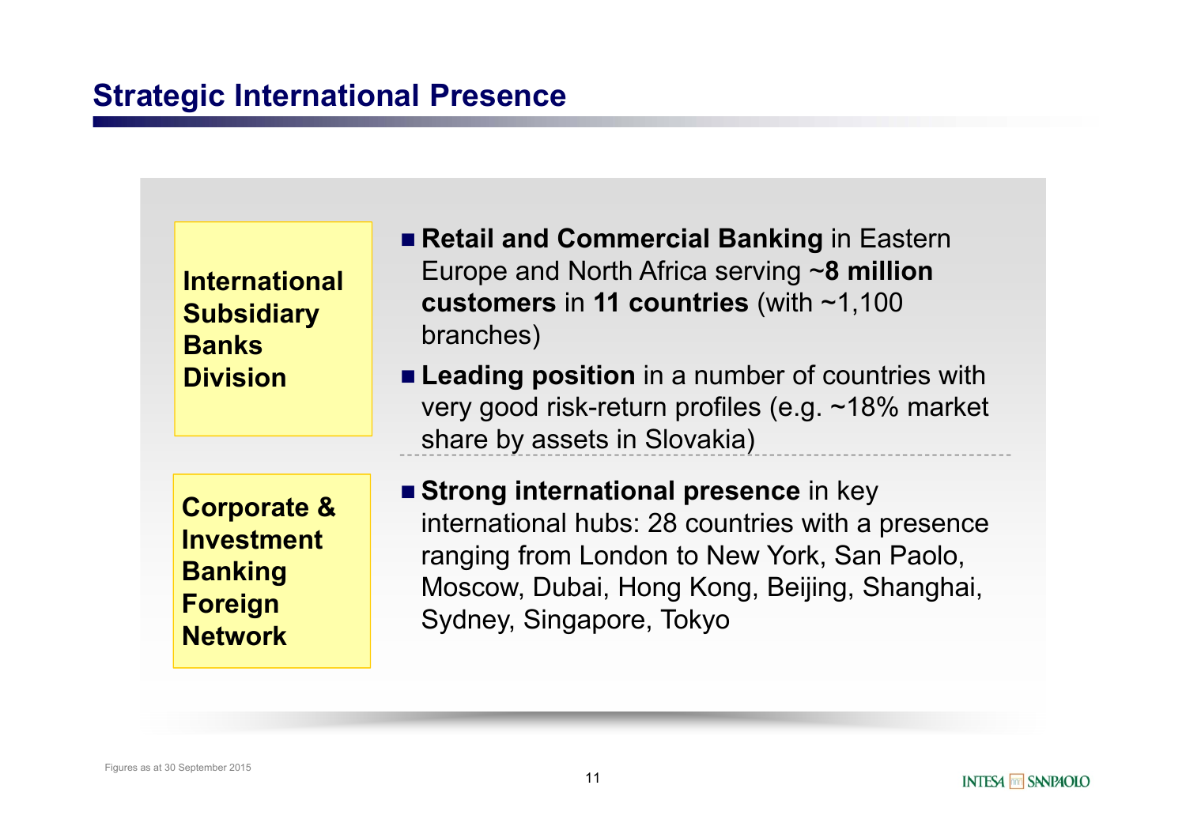## Strategic International Presence

**International Subsidiary Banks Division**

- **Retail and Commercial Banking** in Eastern Europe and North Africa serving ~**8 million customers** in **11 countries** (with ~1,100 branches)
- **Leading position** in a number of countries with very good risk-return profiles (e.g. ~18% market share by assets in Slovakia)

**Corporate & Investment Banking Foreign Network**

- **Strong international presence** in key international hubs: 28 countries with a presence ranging from London to New York, San Paolo, Moscow, Dubai, Hong Kong, Beijing, Shanghai, Sydney, Singapore, Tokyo

Figures as at 30 September 2015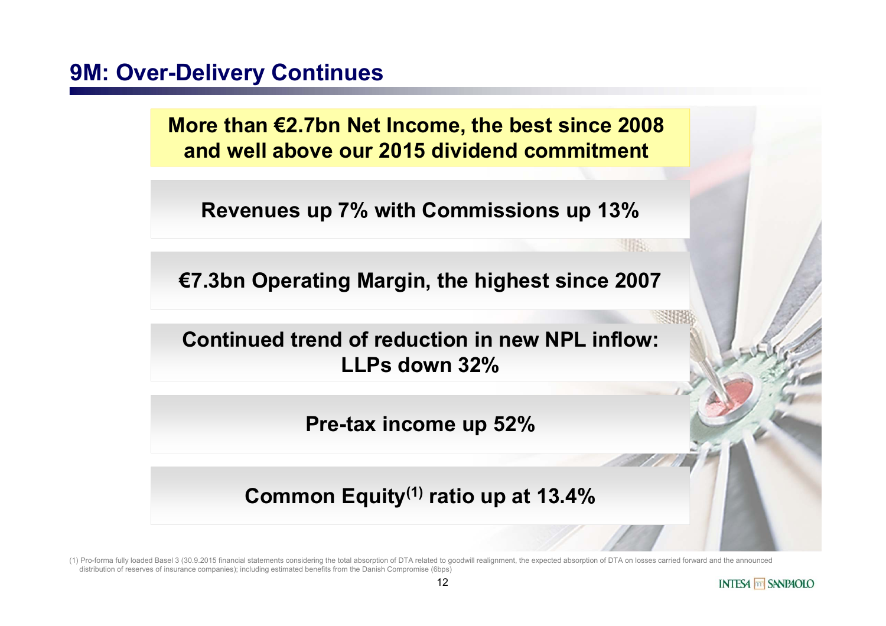# 9M: Over-Delivery Continues

**More than €2.7bn Net Income, the best since 2008 and well above our 2015 dividend commitment**

**Revenues up 7% with Commissions up 13%**

**€7.3bn Operating Margin, the highest since 2007**

**Continued trend of reduction in new NPL inflow: LLPs down 32%**

**Pre-tax income up 52%**

**Common Equity[1] ratio up at 13.4%**

(1) Pro-forma fully loaded Basel 3 (30.9.2015 financial statements considering the total absorption of DTA related to goodwill realignment, the expected absorption of DTA on losses carried forward and the announced distribution of reserves of insurance companies); including estimated benefits from the Danish Compromise (6bps)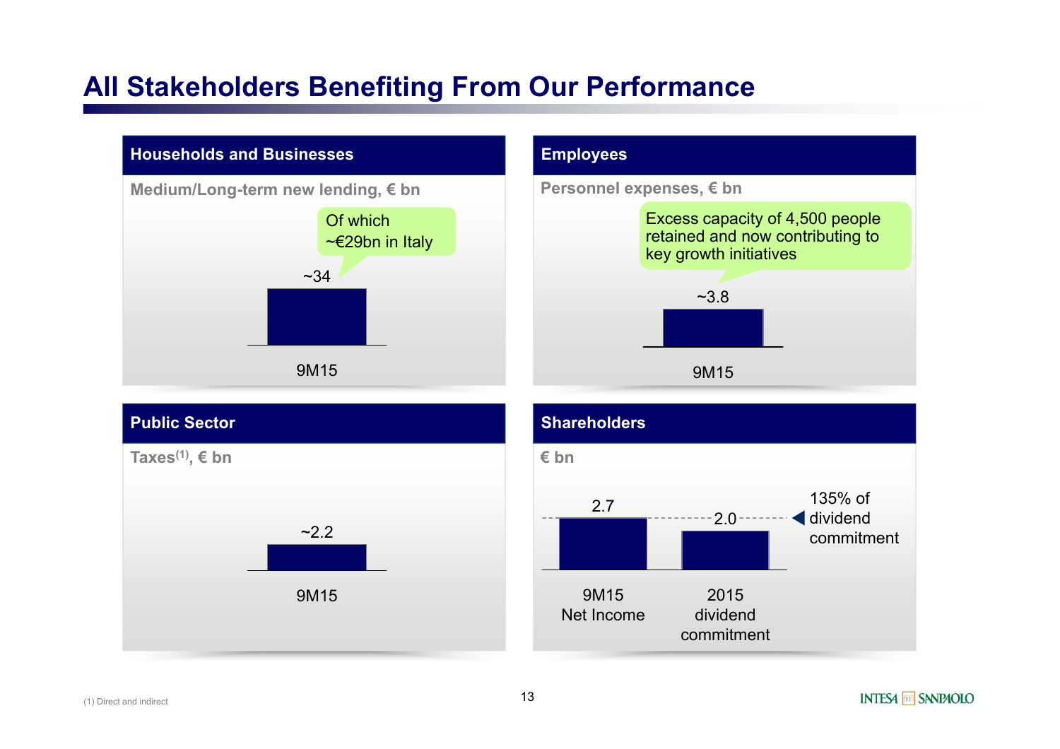# All Stakeholders Benefiting From Our Performance

## Households and Businesses

**Medium/Long-term new lending, € bn**

| | 9M15 |
|---|---|
| Medium/Long-term new lending | ~34 |

Of which ~€29bn in Italy

## Employees

**Personnel expenses, € bn**

| | 9M15 |
|---|---|
| Personnel expenses | ~3.8 |

Excess capacity of 4,500 people retained and now contributing to key growth initiatives

## Public Sector

**Taxes[1], € bn**

| | 9M15 |
|---|---|
| Taxes | ~2.2 |

## Shareholders

**€ bn**

| 9M15 Net Income | 2015 dividend commitment |
|---|---|
| 2.7 | 2.0 |

135% of dividend commitment

(1) Direct and indirect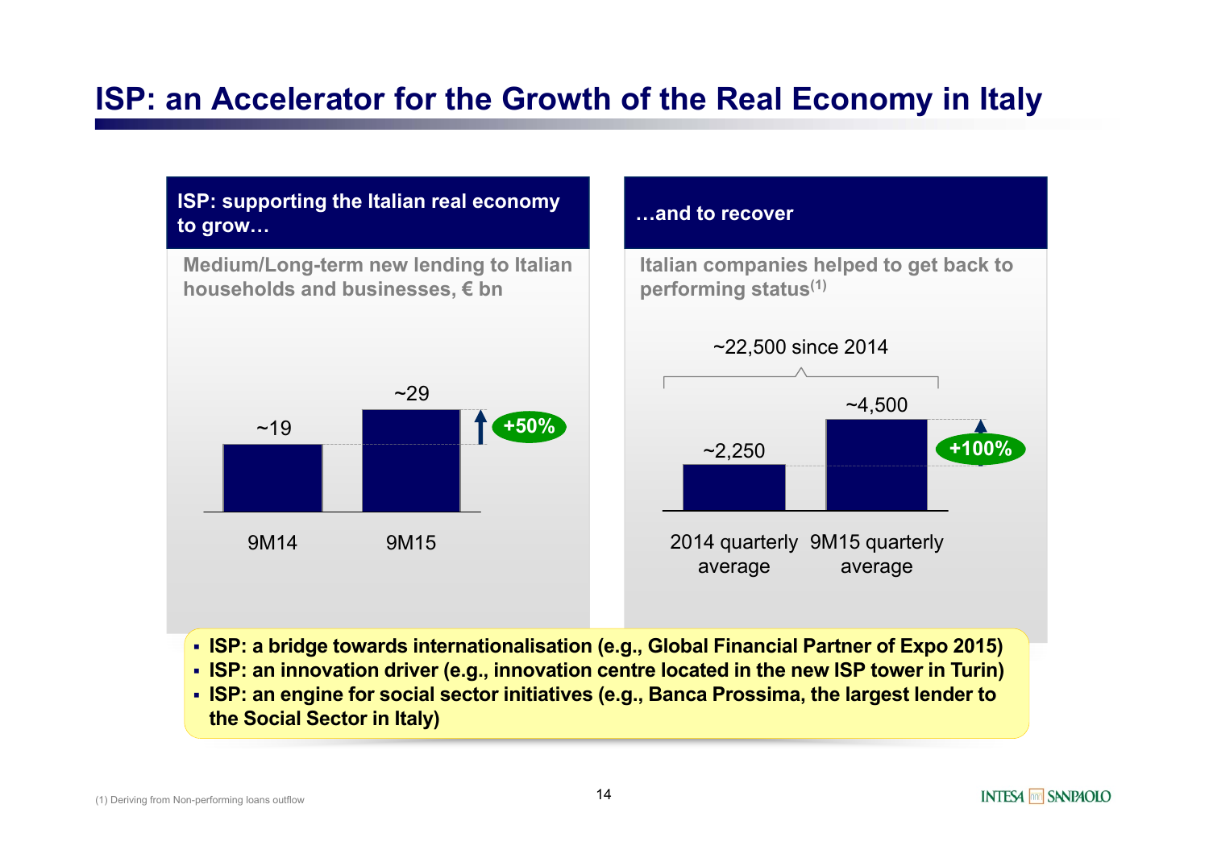# ISP: an Accelerator for the Growth of the Real Economy in Italy

## ISP: supporting the Italian real economy to grow…

**Medium/Long-term new lending to Italian households and businesses, € bn**

| 9M14 | 9M15 |
|---|---|
| ~19 | ~29 |

+50%

## …and to recover

**Italian companies helped to get back to performing status[1]**

~22,500 since 2014

| 2014 quarterly average | 9M15 quarterly average |
|---|---|
| ~2,250 | ~4,500 |

+100%

- **ISP: a bridge towards internationalisation (e.g., Global Financial Partner of Expo 2015)**
- **ISP: an innovation driver (e.g., innovation centre located in the new ISP tower in Turin)**
- **ISP: an engine for social sector initiatives (e.g., Banca Prossima, the largest lender to the Social Sector in Italy)**

(1) Deriving from Non-performing loans outflow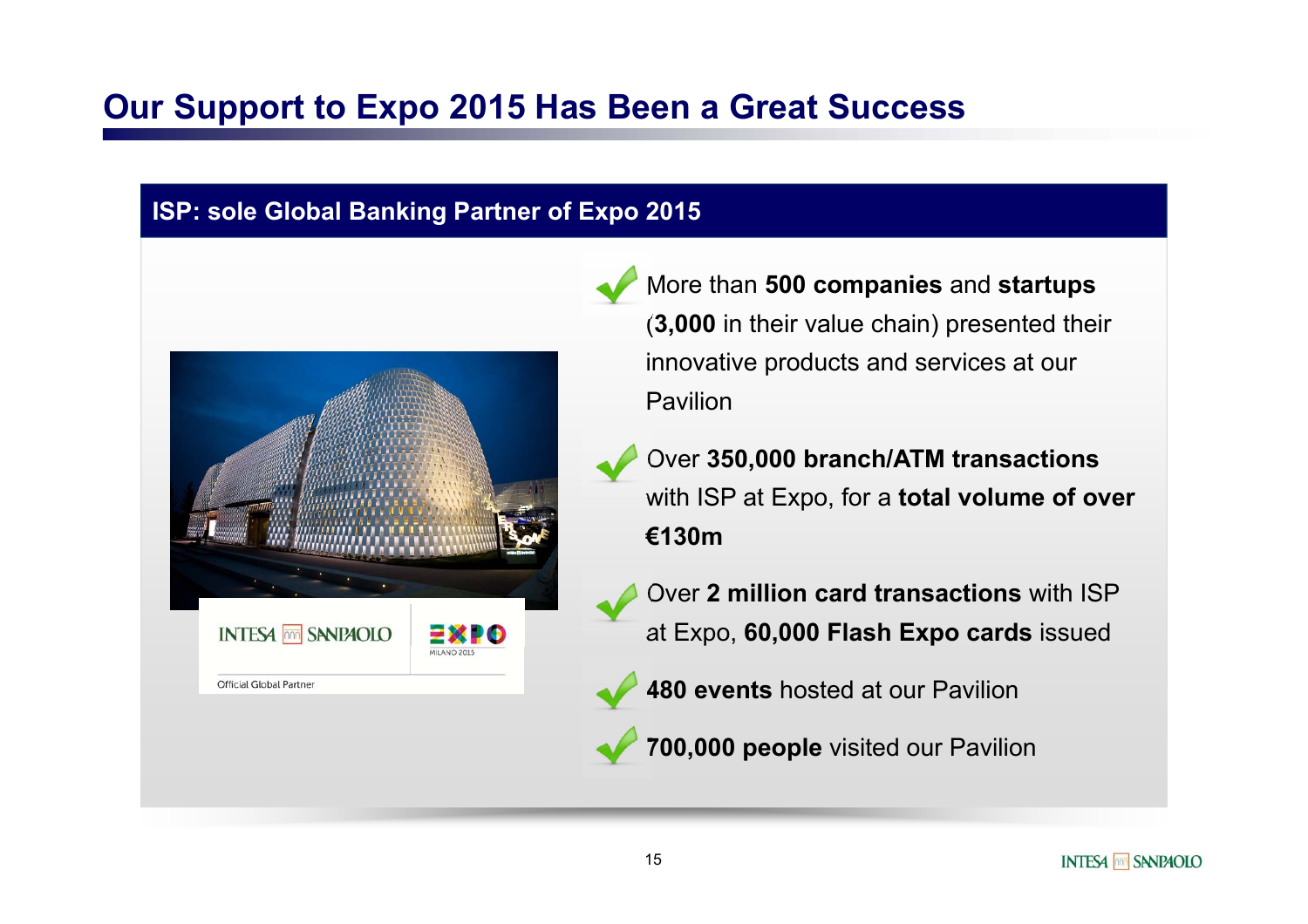# Our Support to Expo 2015 Has Been a Great Success

## ISP: sole Global Banking Partner of Expo 2015

- More than **500 companies** and **startups** (**3,000** in their value chain) presented their innovative products and services at our Pavilion
- Over **350,000 branch/ATM transactions** with ISP at Expo, for a **total volume of over €130m**
- Over **2 million card transactions** with ISP at Expo, **60,000 Flash Expo cards** issued
- **480 events** hosted at our Pavilion
- **700,000 people** visited our Pavilion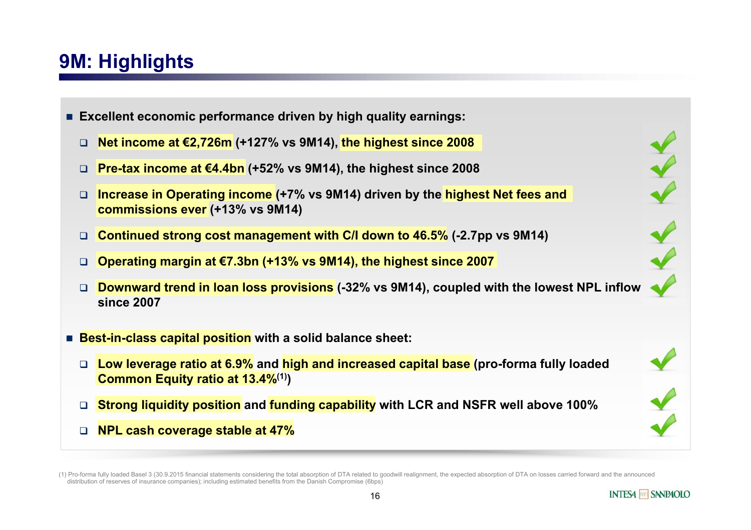# 9M: Highlights

- **Excellent economic performance driven by high quality earnings:**
  - **Net income at €2,726m (+127% vs 9M14), the highest since 2008**
  - **Pre-tax income at €4.4bn (+52% vs 9M14), the highest since 2008**
  - **Increase in Operating income (+7% vs 9M14) driven by the highest Net fees and commissions ever (+13% vs 9M14)**
  - **Continued strong cost management with C/I down to 46.5% (-2.7pp vs 9M14)**
  - **Operating margin at €7.3bn (+13% vs 9M14), the highest since 2007**
  - **Downward trend in loan loss provisions (-32% vs 9M14), coupled with the lowest NPL inflow since 2007**

- **Best-in-class capital position with a solid balance sheet:**
  - **Low leverage ratio at 6.9% and high and increased capital base (pro-forma fully loaded Common Equity ratio at 13.4%[1])**
  - **Strong liquidity position and funding capability with LCR and NSFR well above 100%**
  - **NPL cash coverage stable at 47%**

(1) Pro-forma fully loaded Basel 3 (30.9.2015 financial statements considering the total absorption of DTA related to goodwill realignment, the expected absorption of DTA on losses carried forward and the announced distribution of reserves of insurance companies); including estimated benefits from the Danish Compromise (6bps)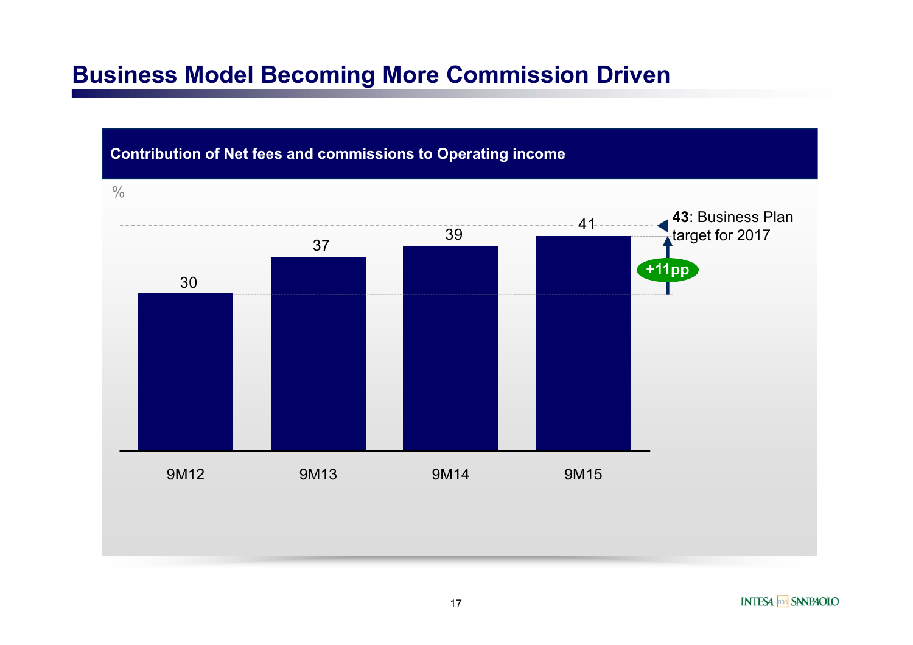# Business Model Becoming More Commission Driven

**Contribution of Net fees and commissions to Operating income**

%

| | 9M12 | 9M13 | 9M14 | 9M15 |
|---|---|---|---|---|
| % | 30 | 37 | 39 | 41 |

+11pp

**43**: Business Plan target for 2017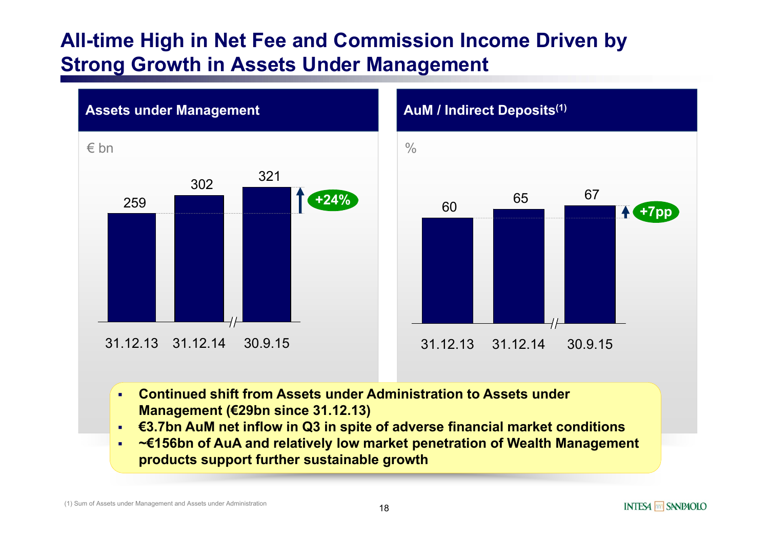# All-time High in Net Fee and Commission Income Driven by Strong Growth in Assets Under Management

## Assets under Management

€ bn

| 31.12.13 | 31.12.14 | 30.9.15 |
|---|---|---|
| 259 | 302 | 321 |

+24%

## AuM / Indirect Deposits[1]

%

| 31.12.13 | 31.12.14 | 30.9.15 |
|---|---|---|
| 60 | 65 | 67 |

+7pp

- **Continued shift from Assets under Administration to Assets under Management (€29bn since 31.12.13)**
- **€3.7bn AuM net inflow in Q3 in spite of adverse financial market conditions**
- **~€156bn of AuA and relatively low market penetration of Wealth Management products support further sustainable growth**

(1) Sum of Assets under Management and Assets under Administration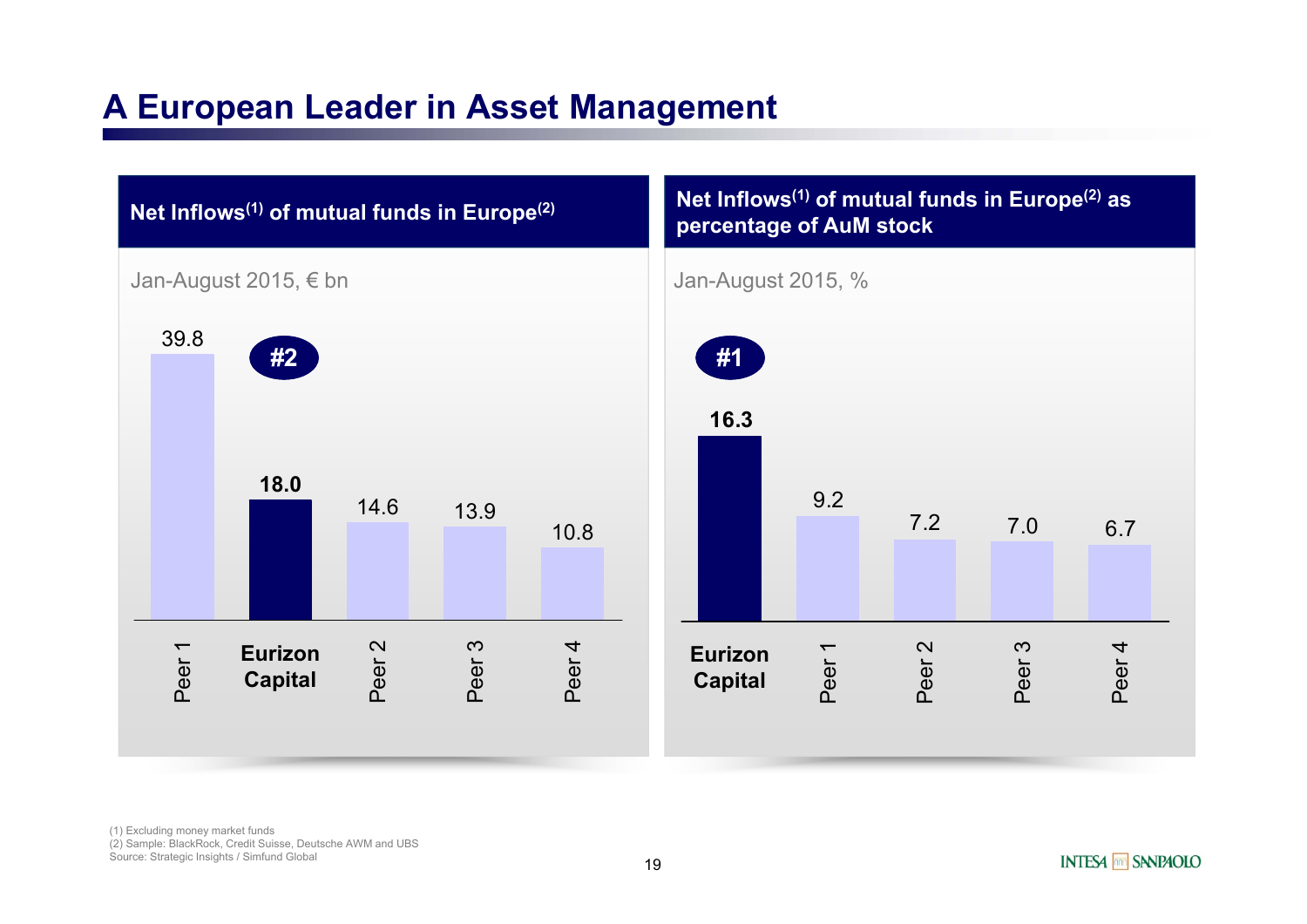# A European Leader in Asset Management

## Net Inflows[1] of mutual funds in Europe[2]

Jan-August 2015, € bn

**#2**

| Peer 1 | **Eurizon Capital** | Peer 2 | Peer 3 | Peer 4 |
|---|---|---|---|---|
| 39.8 | **18.0** | 14.6 | 13.9 | 10.8 |

## Net Inflows[1] of mutual funds in Europe[2] as percentage of AuM stock

Jan-August 2015, %

**#1**

| **Eurizon Capital** | Peer 1 | Peer 2 | Peer 3 | Peer 4 |
|---|---|---|---|---|
| **16.3** | 9.2 | 7.2 | 7.0 | 6.7 |

(1) Excluding money market funds
(2) Sample: BlackRock, Credit Suisse, Deutsche AWM and UBS
Source: Strategic Insights / Simfund Global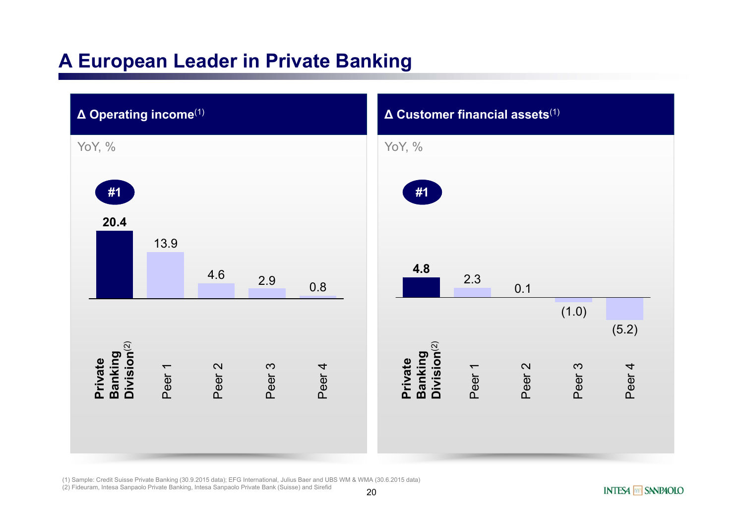# A European Leader in Private Banking

## Δ Operating income[1]

YoY, %

| | Private Banking Division[2] | Peer 1 | Peer 2 | Peer 3 | Peer 4 |
|---|---|---|---|---|---|
| YoY, % | **20.4** (#1) | 13.9 | 4.6 | 2.9 | 0.8 |

## Δ Customer financial assets[1]

YoY, %

| | Private Banking Division[2] | Peer 1 | Peer 2 | Peer 3 | Peer 4 |
|---|---|---|---|---|---|
| YoY, % | **4.8** (#1) | 2.3 | 0.1 | (1.0) | (5.2) |

(1) Sample: Credit Suisse Private Banking (30.9.2015 data); EFG International, Julius Baer and UBS WM & WMA (30.6.2015 data)
(2) Fideuram, Intesa Sanpaolo Private Banking, Intesa Sanpaolo Private Bank (Suisse) and Sirefid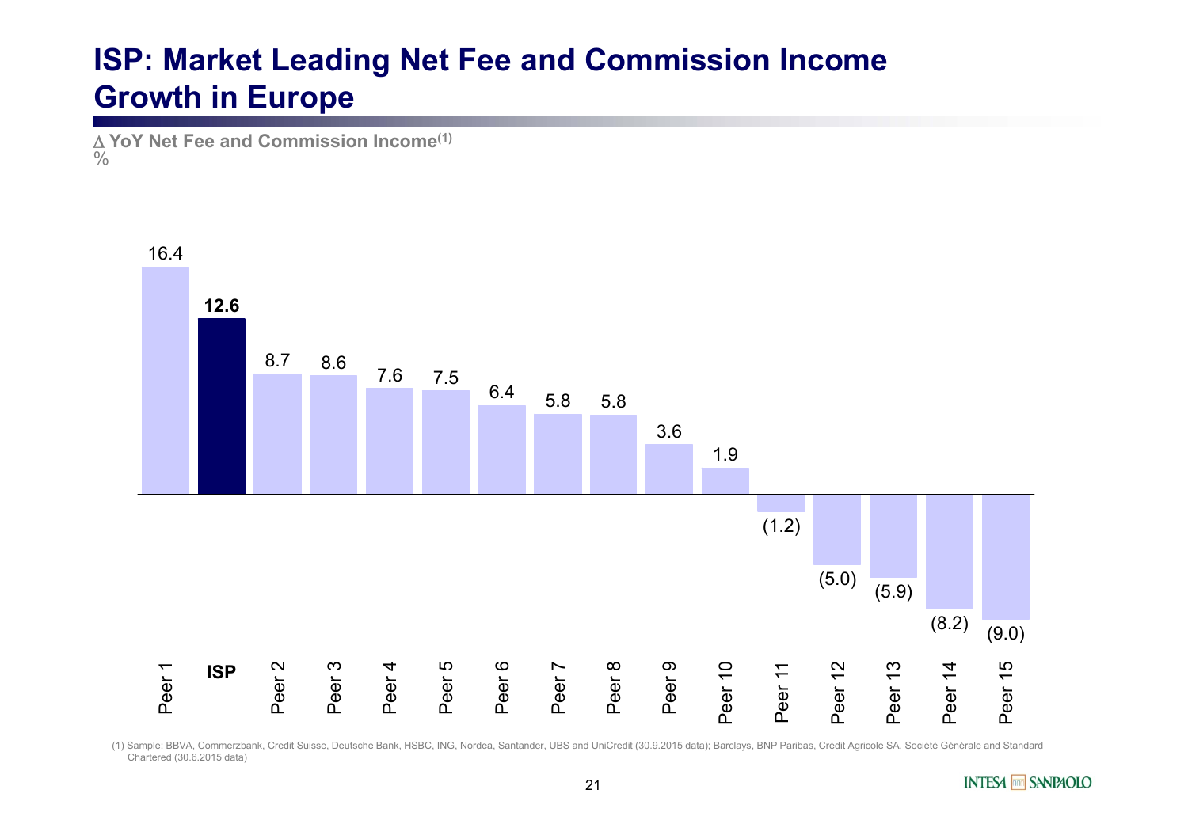# ISP: Market Leading Net Fee and Commission Income Growth in Europe

**Δ YoY Net Fee and Commission Income(1)**
%

| Bank | Δ YoY % |
|---|---|
| Peer 1 | 16.4 |
| **ISP** | **12.6** |
| Peer 2 | 8.7 |
| Peer 3 | 8.6 |
| Peer 4 | 7.6 |
| Peer 5 | 7.5 |
| Peer 6 | 6.4 |
| Peer 7 | 5.8 |
| Peer 8 | 5.8 |
| Peer 9 | 3.6 |
| Peer 10 | 1.9 |
| Peer 11 | (1.2) |
| Peer 12 | (5.0) |
| Peer 13 | (5.9) |
| Peer 14 | (8.2) |
| Peer 15 | (9.0) |

(1) Sample: BBVA, Commerzbank, Credit Suisse, Deutsche Bank, HSBC, ING, Nordea, Santander, UBS and UniCredit (30.9.2015 data); Barclays, BNP Paribas, Crédit Agricole SA, Société Générale and Standard Chartered (30.6.2015 data)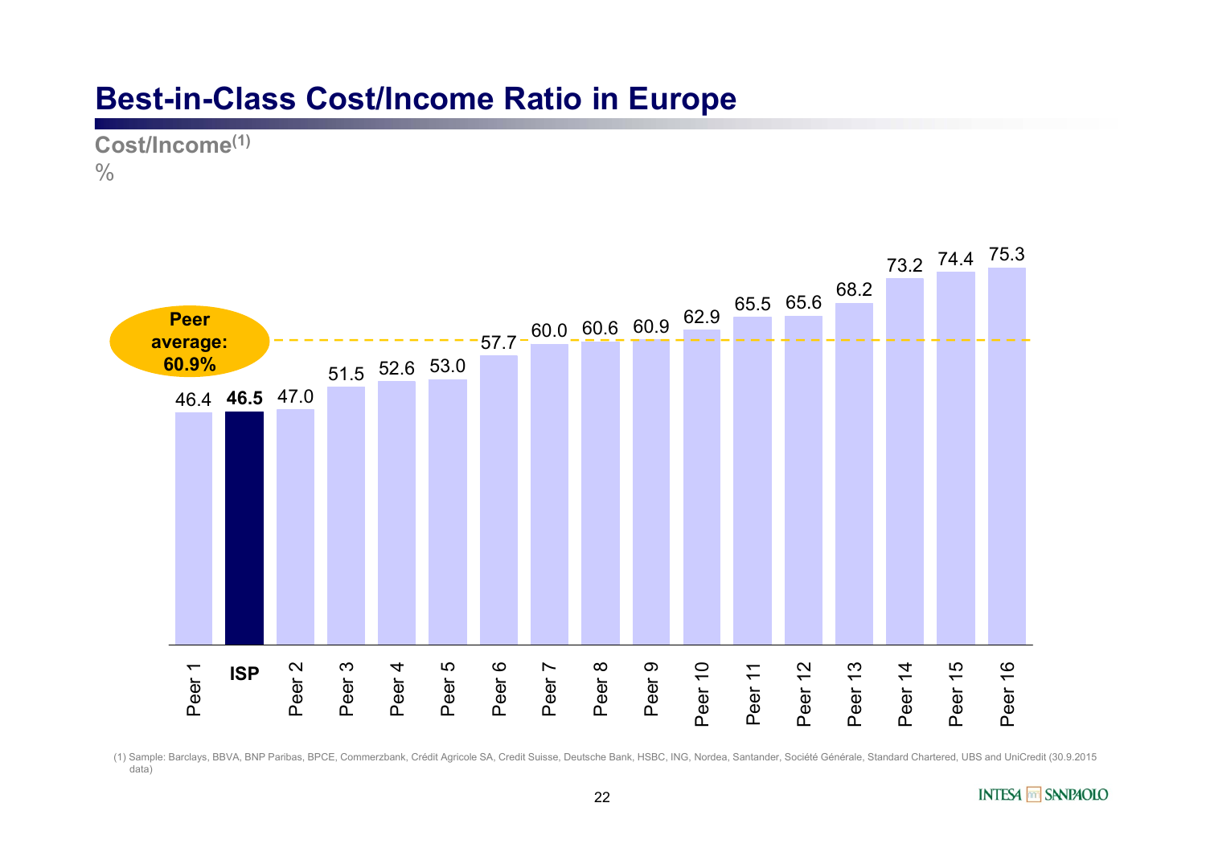# Best-in-Class Cost/Income Ratio in Europe

**Cost/Income[1]**

%

**Peer average: 60.9%**

| | Cost/Income (%) |
|---|---|
| Peer 1 | 46.4 |
| **ISP** | **46.5** |
| Peer 2 | 47.0 |
| Peer 3 | 51.5 |
| Peer 4 | 52.6 |
| Peer 5 | 53.0 |
| Peer 6 | 57.7 |
| Peer 7 | 60.0 |
| Peer 8 | 60.6 |
| Peer 9 | 60.9 |
| Peer 10 | 62.9 |
| Peer 11 | 65.5 |
| Peer 12 | 65.6 |
| Peer 13 | 68.2 |
| Peer 14 | 73.2 |
| Peer 15 | 74.4 |
| Peer 16 | 75.3 |

(1) Sample: Barclays, BBVA, BNP Paribas, BPCE, Commerzbank, Crédit Agricole SA, Credit Suisse, Deutsche Bank, HSBC, ING, Nordea, Santander, Société Générale, Standard Chartered, UBS and UniCredit (30.9.2015 data)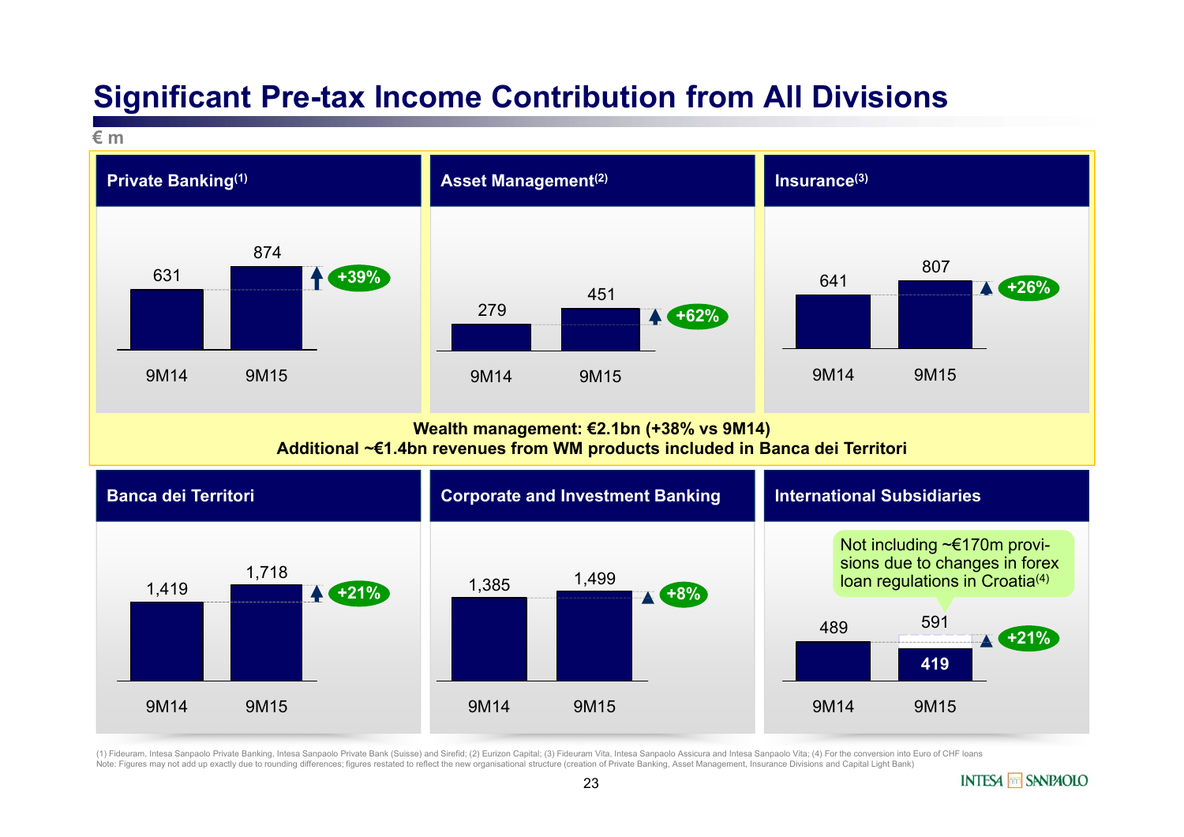# Significant Pre-tax Income Contribution from All Divisions

€ m

### Private Banking[1]

| | 9M14 | 9M15 | Change |
|---|---|---|---|
| Private Banking | 631 | 874 | +39% |

### Asset Management[2]

| | 9M14 | 9M15 | Change |
|---|---|---|---|
| Asset Management | 279 | 451 | +62% |

### Insurance[3]

| | 9M14 | 9M15 | Change |
|---|---|---|---|
| Insurance | 641 | 807 | +26% |

**Wealth management: €2.1bn (+38% vs 9M14)**
**Additional ~€1.4bn revenues from WM products included in Banca dei Territori**

### Banca dei Territori

| | 9M14 | 9M15 | Change |
|---|---|---|---|
| Banca dei Territori | 1,419 | 1,718 | +21% |

### Corporate and Investment Banking

| | 9M14 | 9M15 | Change |
|---|---|---|---|
| Corporate and Investment Banking | 1,385 | 1,499 | +8% |

### International Subsidiaries

| | 9M14 | 9M15 | Change |
|---|---|---|---|
| International Subsidiaries | 489 | 591 (419) | +21% |

Not including ~€170m provisions due to changes in forex loan regulations in Croatia[4]

(1) Fideuram, Intesa Sanpaolo Private Banking, Intesa Sanpaolo Private Bank (Suisse) and Sirefid; (2) Eurizon Capital; (3) Fideuram Vita, Intesa Sanpaolo Assicura and Intesa Sanpaolo Vita; (4) For the conversion into Euro of CHF loans
Note: Figures may not add up exactly due to rounding differences; figures restated to reflect the new organisational structure (creation of Private Banking, Asset Management, Insurance Divisions and Capital Light Bank)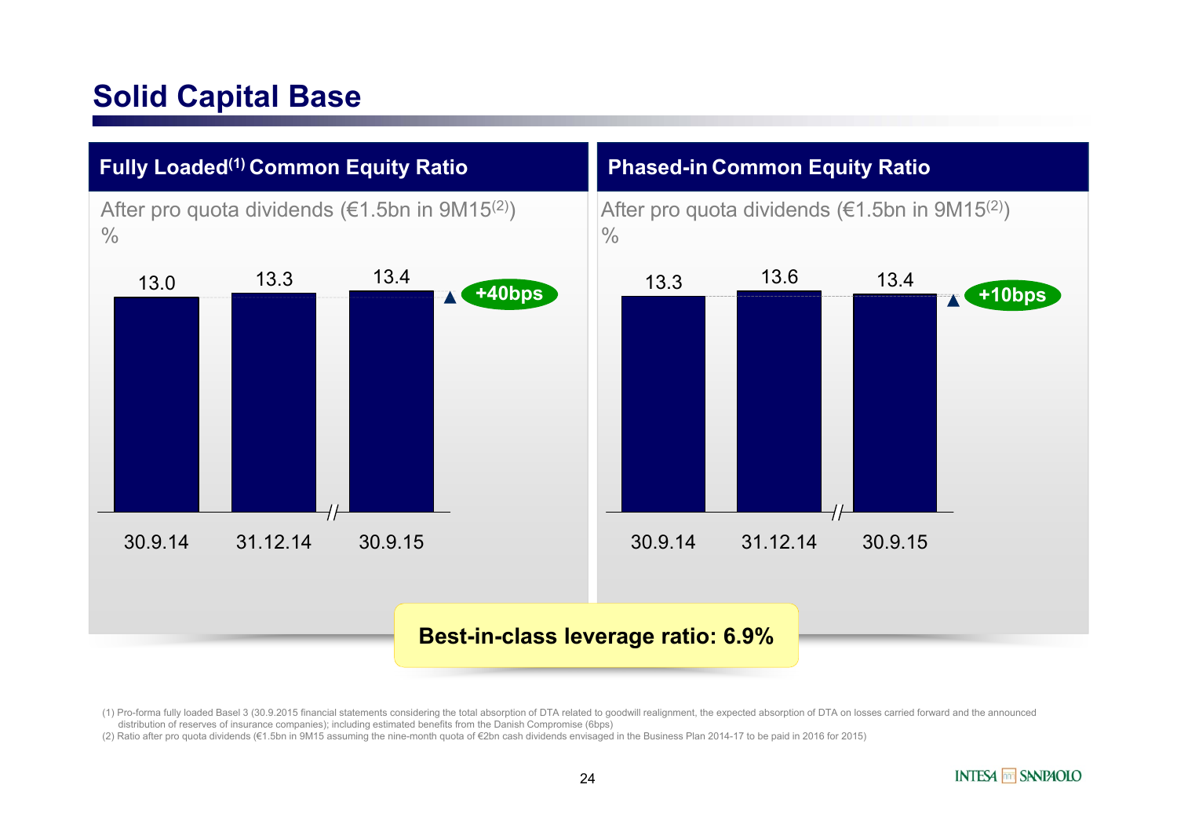# Solid Capital Base

## Fully Loaded[1] Common Equity Ratio

After pro quota dividends (€1.5bn in 9M15[2])
%

| 30.9.14 | 31.12.14 | 30.9.15 |
|---|---|---|
| 13.0 | 13.3 | 13.4 |

+40bps

## Phased-in Common Equity Ratio

After pro quota dividends (€1.5bn in 9M15[2])
%

| 30.9.14 | 31.12.14 | 30.9.15 |
|---|---|---|
| 13.3 | 13.6 | 13.4 |

+10bps

**Best-in-class leverage ratio: 6.9%**

(1) Pro-forma fully loaded Basel 3 (30.9.2015 financial statements considering the total absorption of DTA related to goodwill realignment, the expected absorption of DTA on losses carried forward and the announced distribution of reserves of insurance companies); including estimated benefits from the Danish Compromise (6bps)
(2) Ratio after pro quota dividends (€1.5bn in 9M15 assuming the nine-month quota of €2bn cash dividends envisaged in the Business Plan 2014-17 to be paid in 2016 for 2015)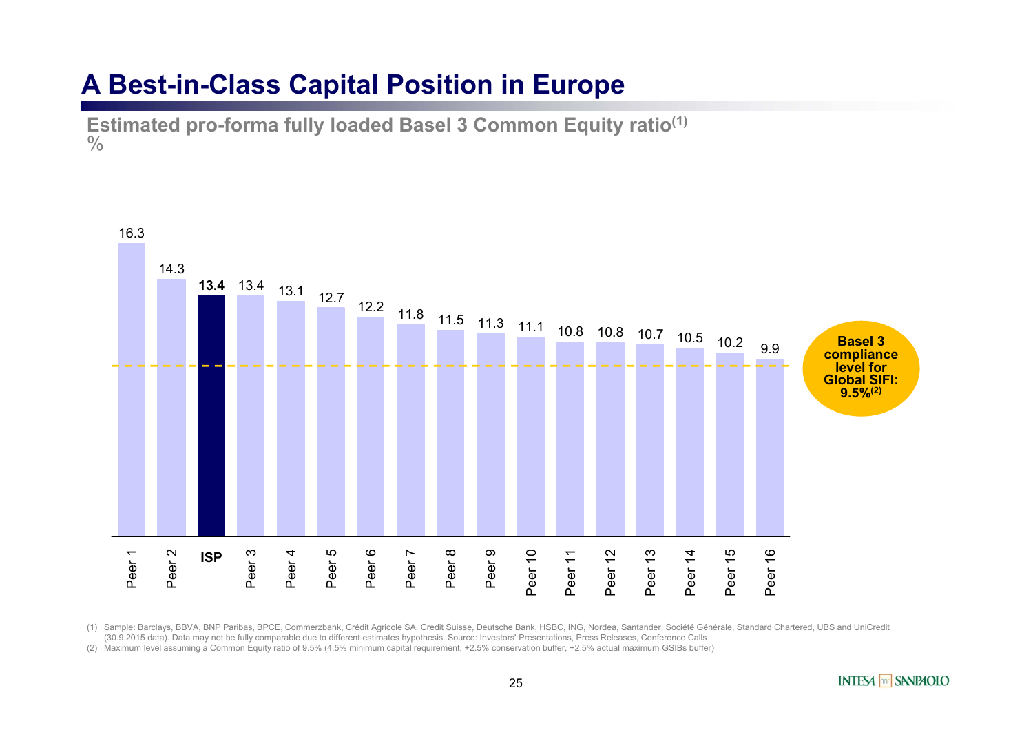# A Best-in-Class Capital Position in Europe

**Estimated pro-forma fully loaded Basel 3 Common Equity ratio(1)**
%

| Bank | % |
|---|---|
| Peer 1 | 16.3 |
| Peer 2 | 14.3 |
| **ISP** | **13.4** |
| Peer 3 | 13.4 |
| Peer 4 | 13.1 |
| Peer 5 | 12.7 |
| Peer 6 | 12.2 |
| Peer 7 | 11.8 |
| Peer 8 | 11.5 |
| Peer 9 | 11.3 |
| Peer 10 | 11.1 |
| Peer 11 | 10.8 |
| Peer 12 | 10.8 |
| Peer 13 | 10.7 |
| Peer 14 | 10.5 |
| Peer 15 | 10.2 |
| Peer 16 | 9.9 |

**Basel 3 compliance level for Global SIFI: 9.5%(2)**

(1) Sample: Barclays, BBVA, BNP Paribas, BPCE, Commerzbank, Crédit Agricole SA, Credit Suisse, Deutsche Bank, HSBC, ING, Nordea, Santander, Société Générale, Standard Chartered, UBS and UniCredit (30.9.2015 data). Data may not be fully comparable due to different estimates hypothesis. Source: Investors' Presentations, Press Releases, Conference Calls

(2) Maximum level assuming a Common Equity ratio of 9.5% (4.5% minimum capital requirement, +2.5% conservation buffer, +2.5% actual maximum GSIBs buffer)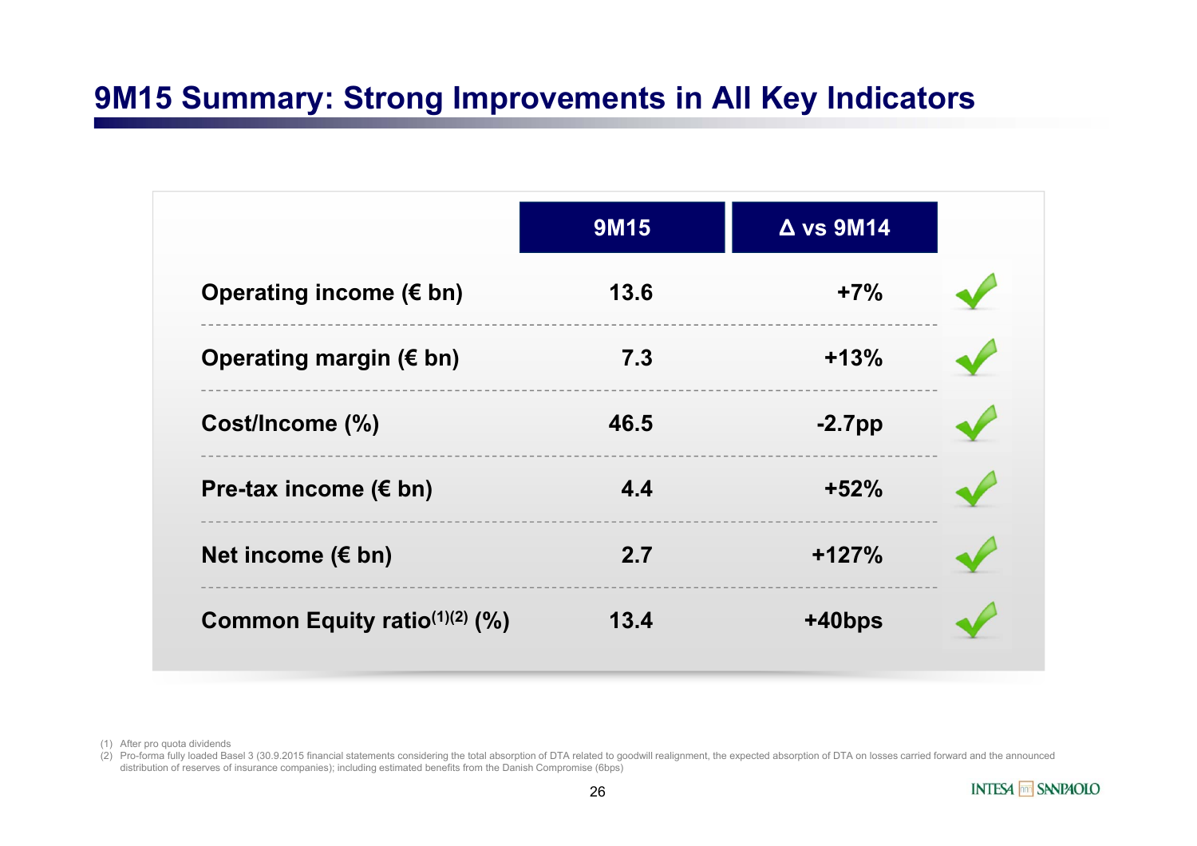# 9M15 Summary: Strong Improvements in All Key Indicators

| | 9M15 | Δ vs 9M14 | |
|---|---|---|---|
| **Operating income (€ bn)** | **13.6** | **+7%** | ✓ |
| **Operating margin (€ bn)** | **7.3** | **+13%** | ✓ |
| **Cost/Income (%)** | **46.5** | **-2.7pp** | ✓ |
| **Pre-tax income (€ bn)** | **4.4** | **+52%** | ✓ |
| **Net income (€ bn)** | **2.7** | **+127%** | ✓ |
| **Common Equity ratio[(1)(2)] (%)** | **13.4** | **+40bps** | ✓ |

(1) After pro quota dividends

(2) Pro-forma fully loaded Basel 3 (30.9.2015 financial statements considering the total absorption of DTA related to goodwill realignment, the expected absorption of DTA on losses carried forward and the announced distribution of reserves of insurance companies); including estimated benefits from the Danish Compromise (6bps)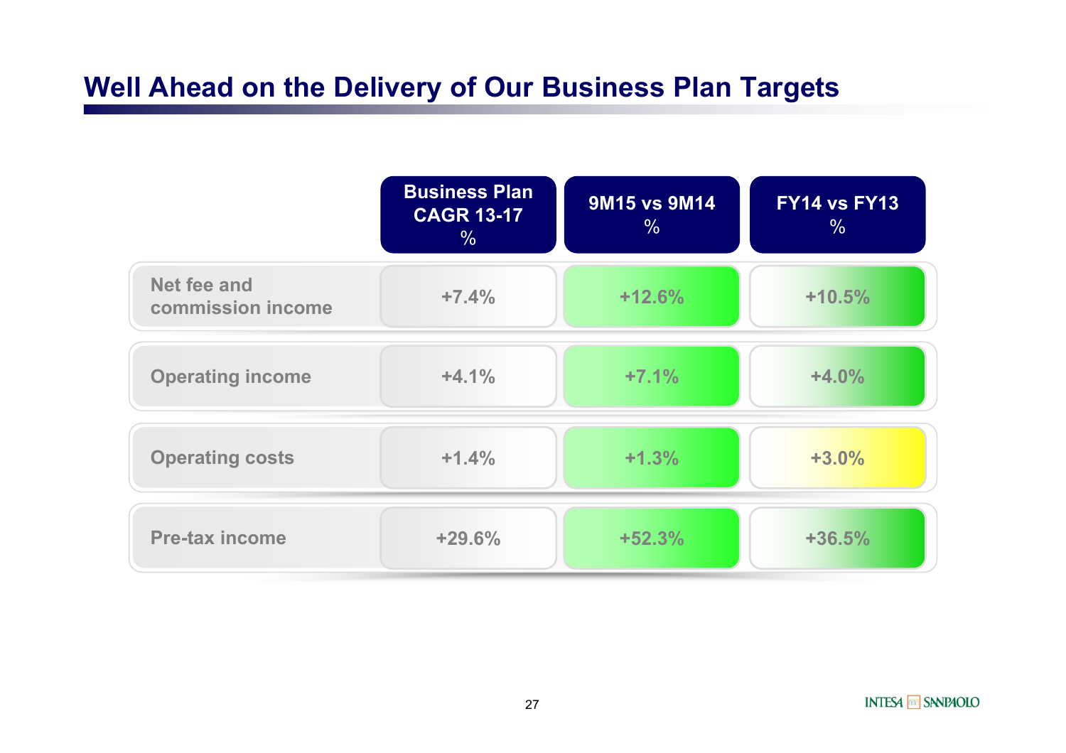# Well Ahead on the Delivery of Our Business Plan Targets

| | Business Plan CAGR 13-17 % | 9M15 vs 9M14 % | FY14 vs FY13 % |
|---|---|---|---|
| Net fee and commission income | +7.4% | +12.6% | +10.5% |
| Operating income | +4.1% | +7.1% | +4.0% |
| Operating costs | +1.4% | +1.3% | +3.0% |
| Pre-tax income | +29.6% | +52.3% | +36.5% |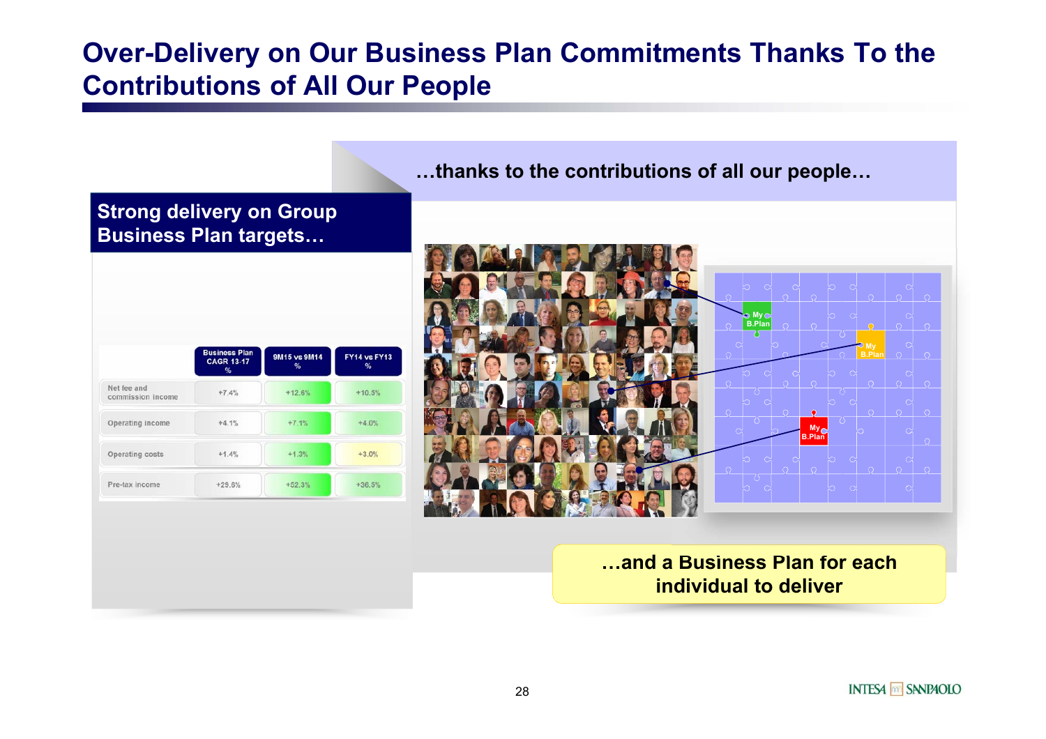# Over-Delivery on Our Business Plan Commitments Thanks To the Contributions of All Our People

## Strong delivery on Group Business Plan targets…

| | Business Plan CAGR 13-17 % | 9M15 vs 9M14 % | FY14 vs FY13 % |
|---|---|---|---|
| Net fee and commission income | +7.4% | +12.6% | +10.5% |
| Operating income | +4.1% | +7.1% | +4.0% |
| Operating costs | +1.4% | +1.3% | +3.0% |
| Pre-tax income | +29.6% | +52.3% | +36.5% |

## …thanks to the contributions of all our people…

My B.Plan

My B.Plan

My B.Plan

## …and a Business Plan for each individual to deliver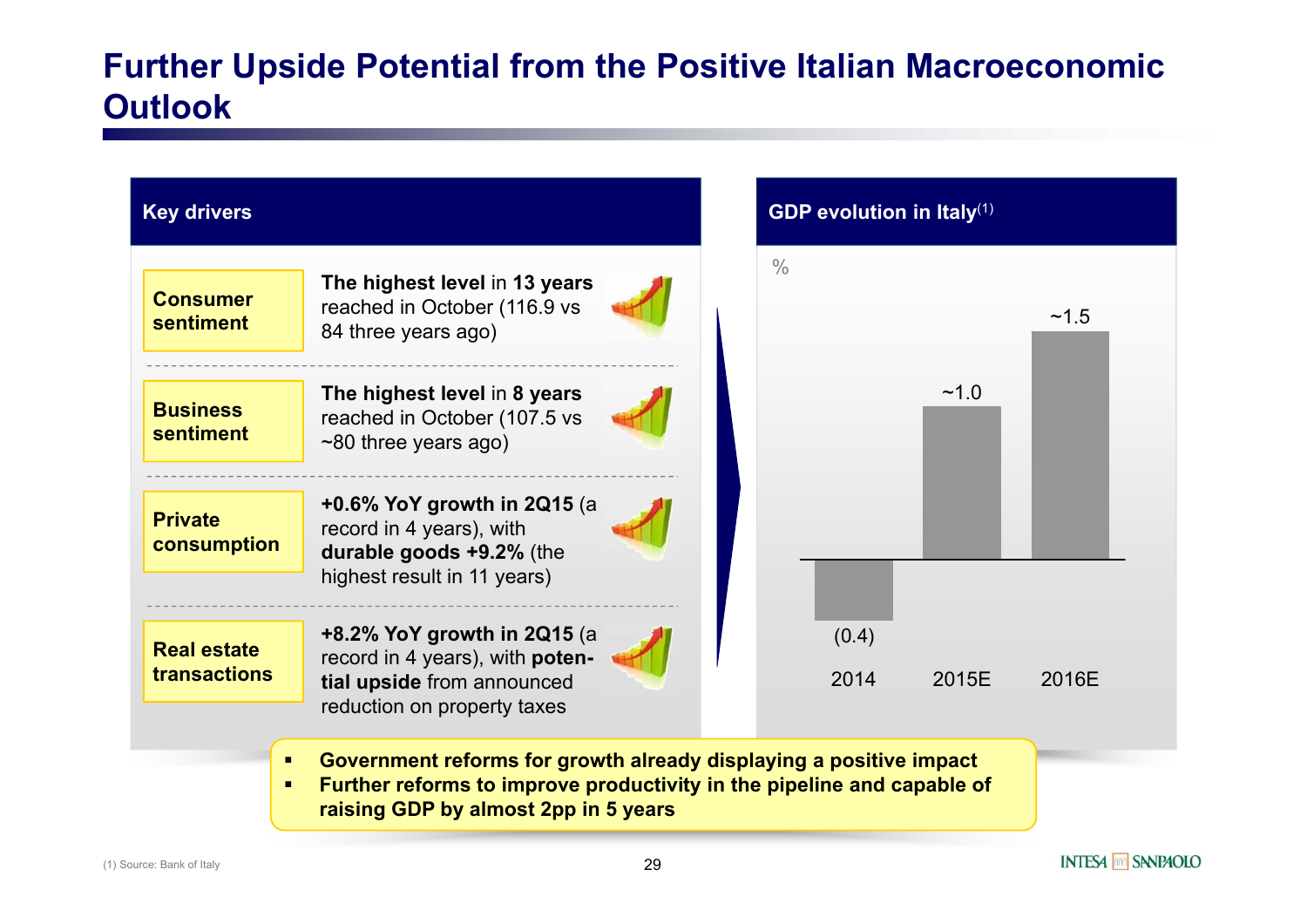# Further Upside Potential from the Positive Italian Macroeconomic Outlook

## Key drivers

| | |
|---|---|
| **Consumer sentiment** | **The highest level** in **13 years** reached in October (116.9 vs 84 three years ago) |
| **Business sentiment** | **The highest level** in **8 years** reached in October (107.5 vs ~80 three years ago) |
| **Private consumption** | **+0.6% YoY growth in 2Q15** (a record in 4 years), with **durable goods +9.2%** (the highest result in 11 years) |
| **Real estate transactions** | **+8.2% YoY growth in 2Q15** (a record in 4 years), with **potential upside** from announced reduction on property taxes |

## GDP evolution in Italy[1]

%

| 2014 | 2015E | 2016E |
|---|---|---|
| (0.4) | ~1.0 | ~1.5 |

- **Government reforms for growth already displaying a positive impact**
- **Further reforms to improve productivity in the pipeline and capable of raising GDP by almost 2pp in 5 years**

(1) Source: Bank of Italy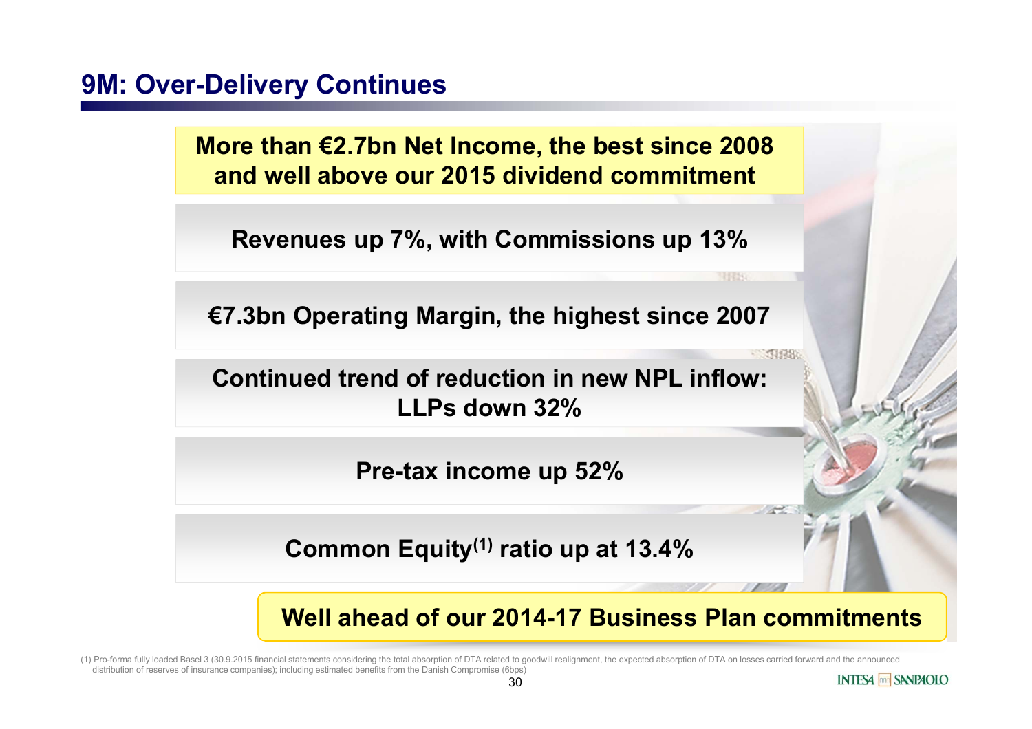## 9M: Over-Delivery Continues

**More than €2.7bn Net Income, the best since 2008 and well above our 2015 dividend commitment**

**Revenues up 7%, with Commissions up 13%**

**€7.3bn Operating Margin, the highest since 2007**

**Continued trend of reduction in new NPL inflow: LLPs down 32%**

**Pre-tax income up 52%**

**Common Equity[(1)] ratio up at 13.4%**

**Well ahead of our 2014-17 Business Plan commitments**

(1) Pro-forma fully loaded Basel 3 (30.9.2015 financial statements considering the total absorption of DTA related to goodwill realignment, the expected absorption of DTA on losses carried forward and the announced distribution of reserves of insurance companies); including estimated benefits from the Danish Compromise (6bps)